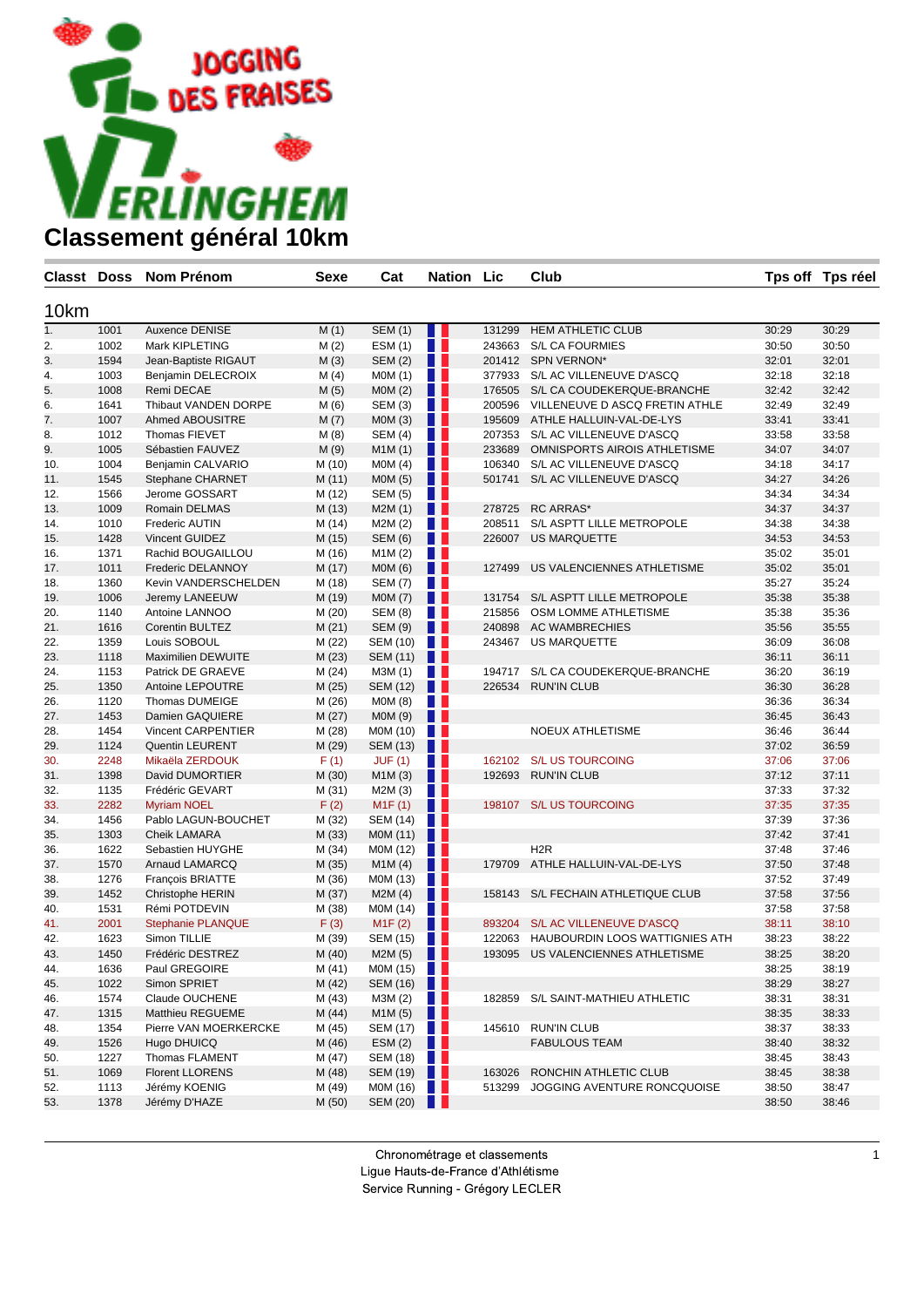JOGGING DES FRAISES VERLINGHEM

# Classement général 10km

## 10km

| Classt | Doss | Nom Prénom | Sexe | Cat | Nation | Lic | Club | Tps off | Tps réel |
|---|---|---|---|---|---|---|---|---|---|
| 1. | 1001 | Auxence DENISE | M (1) | SEM (1) | | 131299 | HEM ATHLETIC CLUB | 30:29 | 30:29 |
| 2. | 1002 | Mark KIPLETING | M (2) | ESM (1) | | 243663 | S/L CA FOURMIES | 30:50 | 30:50 |
| 3. | 1594 | Jean-Baptiste RIGAUT | M (3) | SEM (2) | | 201412 | SPN VERNON* | 32:01 | 32:01 |
| 4. | 1003 | Benjamin DELECROIX | M (4) | M0M (1) | | 377933 | S/L AC VILLENEUVE D'ASCQ | 32:18 | 32:18 |
| 5. | 1008 | Remi DECAE | M (5) | M0M (2) | | 176505 | S/L CA COUDEKERQUE-BRANCHE | 32:42 | 32:42 |
| 6. | 1641 | Thibaut VANDEN DORPE | M (6) | SEM (3) | | 200596 | VILLENEUVE D ASCQ FRETIN ATHLE | 32:49 | 32:49 |
| 7. | 1007 | Ahmed ABOUSITRE | M (7) | M0M (3) | | 195609 | ATHLE HALLUIN-VAL-DE-LYS | 33:41 | 33:41 |
| 8. | 1012 | Thomas FIEVET | M (8) | SEM (4) | | 207353 | S/L AC VILLENEUVE D'ASCQ | 33:58 | 33:58 |
| 9. | 1005 | Sébastien FAUVEZ | M (9) | M1M (1) | | 233689 | OMNISPORTS AIROIS ATHLETISME | 34:07 | 34:07 |
| 10. | 1004 | Benjamin CALVARIO | M (10) | M0M (4) | | 106340 | S/L AC VILLENEUVE D'ASCQ | 34:18 | 34:17 |
| 11. | 1545 | Stephane CHARNET | M (11) | M0M (5) | | 501741 | S/L AC VILLENEUVE D'ASCQ | 34:27 | 34:26 |
| 12. | 1566 | Jerome GOSSART | M (12) | SEM (5) | | | | 34:34 | 34:34 |
| 13. | 1009 | Romain DELMAS | M (13) | M2M (1) | | 278725 | RC ARRAS* | 34:37 | 34:37 |
| 14. | 1010 | Frederic AUTIN | M (14) | M2M (2) | | 208511 | S/L ASPTT LILLE METROPOLE | 34:38 | 34:38 |
| 15. | 1428 | Vincent GUIDEZ | M (15) | SEM (6) | | 226007 | US MARQUETTE | 34:53 | 34:53 |
| 16. | 1371 | Rachid BOUGAILLOU | M (16) | M1M (2) | | | | 35:02 | 35:01 |
| 17. | 1011 | Frederic DELANNOY | M (17) | M0M (6) | | 127499 | US VALENCIENNES ATHLETISME | 35:02 | 35:01 |
| 18. | 1360 | Kevin VANDERSCHELDEN | M (18) | SEM (7) | | | | 35:27 | 35:24 |
| 19. | 1006 | Jeremy LANEEUW | M (19) | M0M (7) | | 131754 | S/L ASPTT LILLE METROPOLE | 35:38 | 35:38 |
| 20. | 1140 | Antoine LANNOO | M (20) | SEM (8) | | 215856 | OSM LOMME ATHLETISME | 35:38 | 35:36 |
| 21. | 1616 | Corentin BULTEZ | M (21) | SEM (9) | | 240898 | AC WAMBRECHIES | 35:56 | 35:55 |
| 22. | 1359 | Louis SOBOUL | M (22) | SEM (10) | | 243467 | US MARQUETTE | 36:09 | 36:08 |
| 23. | 1118 | Maximilien DEWUITE | M (23) | SEM (11) | | | | 36:11 | 36:11 |
| 24. | 1153 | Patrick DE GRAEVE | M (24) | M3M (1) | | 194717 | S/L CA COUDEKERQUE-BRANCHE | 36:20 | 36:19 |
| 25. | 1350 | Antoine LEPOUTRE | M (25) | SEM (12) | | 226534 | RUN'IN CLUB | 36:30 | 36:28 |
| 26. | 1120 | Thomas DUMEIGE | M (26) | M0M (8) | | | | 36:36 | 36:34 |
| 27. | 1453 | Damien GAQUIERE | M (27) | M0M (9) | | | | 36:45 | 36:43 |
| 28. | 1454 | Vincent CARPENTIER | M (28) | M0M (10) | | | NOEUX ATHLETISME | 36:46 | 36:44 |
| 29. | 1124 | Quentin LEURENT | M (29) | SEM (13) | | | | 37:02 | 36:59 |
| 30. | 2248 | Mikaëla ZERDOUK | F (1) | JUF (1) | | 162102 | S/L US TOURCOING | 37:06 | 37:06 |
| 31. | 1398 | David DUMORTIER | M (30) | M1M (3) | | 192693 | RUN'IN CLUB | 37:12 | 37:11 |
| 32. | 1135 | Frédéric GEVART | M (31) | M2M (3) | | | | 37:33 | 37:32 |
| 33. | 2282 | Myriam NOEL | F (2) | M1F (1) | | 198107 | S/L US TOURCOING | 37:35 | 37:35 |
| 34. | 1456 | Pablo LAGUN-BOUCHET | M (32) | SEM (14) | | | | 37:39 | 37:36 |
| 35. | 1303 | Cheik LAMARA | M (33) | M0M (11) | | | | 37:42 | 37:41 |
| 36. | 1622 | Sebastien HUYGHE | M (34) | M0M (12) | | | H2R | 37:48 | 37:46 |
| 37. | 1570 | Arnaud LAMARCQ | M (35) | M1M (4) | | 179709 | ATHLE HALLUIN-VAL-DE-LYS | 37:50 | 37:48 |
| 38. | 1276 | François BRIATTE | M (36) | M0M (13) | | | | 37:52 | 37:49 |
| 39. | 1452 | Christophe HERIN | M (37) | M2M (4) | | 158143 | S/L FECHAIN ATHLETIQUE CLUB | 37:58 | 37:56 |
| 40. | 1531 | Rémi POTDEVIN | M (38) | M0M (14) | | | | 37:58 | 37:58 |
| 41. | 2001 | Stephanie PLANQUE | F (3) | M1F (2) | | 893204 | S/L AC VILLENEUVE D'ASCQ | 38:11 | 38:10 |
| 42. | 1623 | Simon TILLIE | M (39) | SEM (15) | | 122063 | HAUBOURDIN LOOS WATTIGNIES ATH | 38:23 | 38:22 |
| 43. | 1450 | Frédéric DESTREZ | M (40) | M2M (5) | | 193095 | US VALENCIENNES ATHLETISME | 38:25 | 38:20 |
| 44. | 1636 | Paul GREGOIRE | M (41) | M0M (15) | | | | 38:25 | 38:19 |
| 45. | 1022 | Simon SPRIET | M (42) | SEM (16) | | | | 38:29 | 38:27 |
| 46. | 1574 | Claude OUCHENE | M (43) | M3M (2) | | 182859 | S/L SAINT-MATHIEU ATHLETIC | 38:31 | 38:31 |
| 47. | 1315 | Matthieu REGUEME | M (44) | M1M (5) | | | | 38:35 | 38:33 |
| 48. | 1354 | Pierre VAN MOERKERCKE | M (45) | SEM (17) | | 145610 | RUN'IN CLUB | 38:37 | 38:33 |
| 49. | 1526 | Hugo DHUICQ | M (46) | ESM (2) | | | FABULOUS TEAM | 38:40 | 38:32 |
| 50. | 1227 | Thomas FLAMENT | M (47) | SEM (18) | | | | 38:45 | 38:43 |
| 51. | 1069 | Florent LLORENS | M (48) | SEM (19) | | 163026 | RONCHIN ATHLETIC CLUB | 38:45 | 38:38 |
| 52. | 1113 | Jérémy KOENIG | M (49) | M0M (16) | | 513299 | JOGGING AVENTURE RONCQUOISE | 38:50 | 38:47 |
| 53. | 1378 | Jérémy D'HAZE | M (50) | SEM (20) | | | | 38:50 | 38:46 |

Chronométrage et classements
Ligue Hauts-de-France d'Athlétisme
Service Running - Grégory LECLER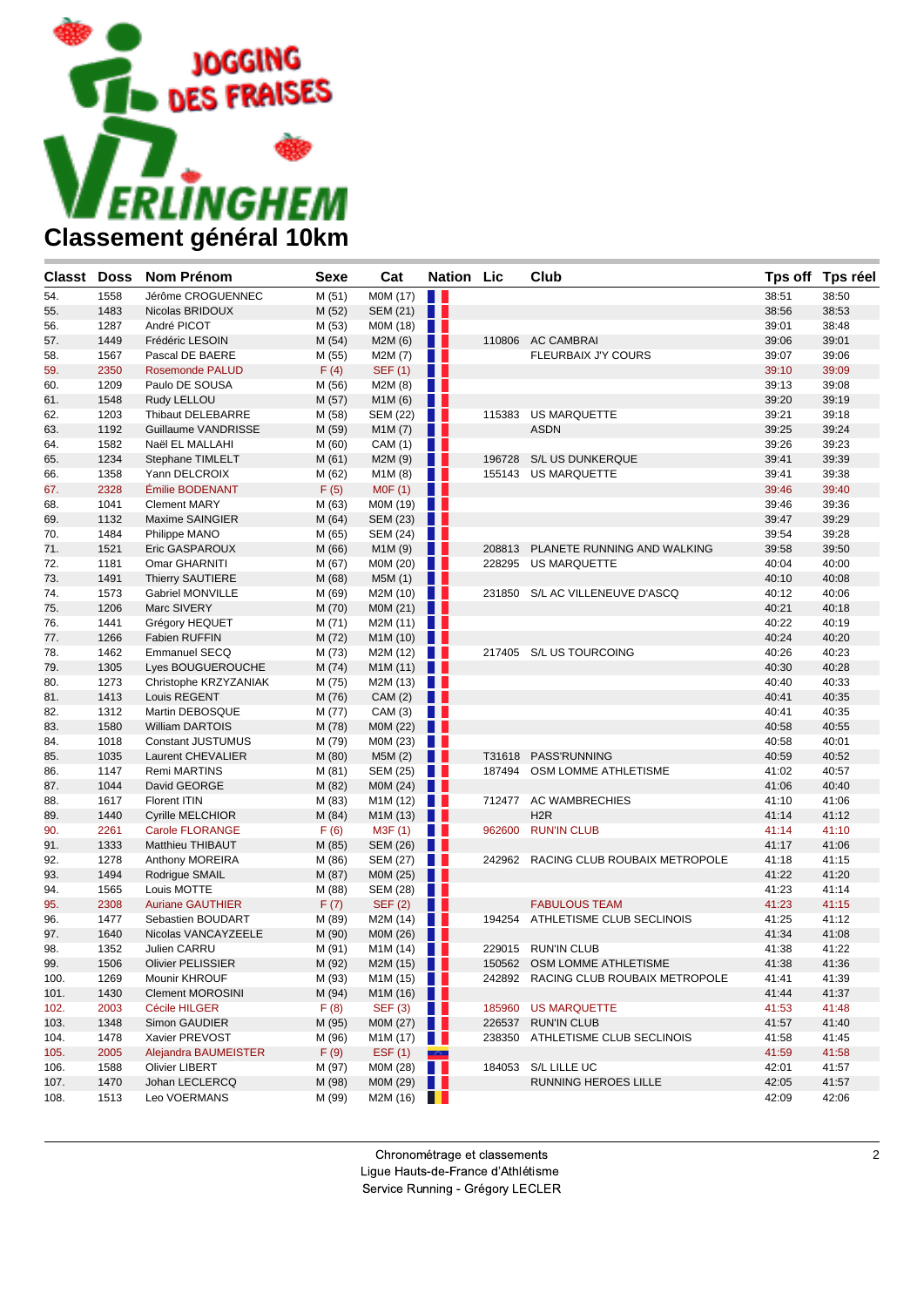# Classement général 10km

| Classt | Doss | Nom Prénom | Sexe | Cat | Nation | Lic | Club | Tps off | Tps réel |
|---|---|---|---|---|---|---|---|---|---|
| 54. | 1558 | Jérôme CROGUENNEC | M (51) | M0M (17) | | | | 38:51 | 38:50 |
| 55. | 1483 | Nicolas BRIDOUX | M (52) | SEM (21) | | | | 38:56 | 38:53 |
| 56. | 1287 | André PICOT | M (53) | M0M (18) | | | | 39:01 | 38:48 |
| 57. | 1449 | Frédéric LESOIN | M (54) | M2M (6) | | 110806 | AC CAMBRAI | 39:06 | 39:01 |
| 58. | 1567 | Pascal DE BAERE | M (55) | M2M (7) | | | FLEURBAIX J'Y COURS | 39:07 | 39:06 |
| 59. | 2350 | Rosemonde PALUD | F (4) | SEF (1) | | | | 39:10 | 39:09 |
| 60. | 1209 | Paulo DE SOUSA | M (56) | M2M (8) | | | | 39:13 | 39:08 |
| 61. | 1548 | Rudy LELLOU | M (57) | M1M (6) | | | | 39:20 | 39:19 |
| 62. | 1203 | Thibaut DELEBARRE | M (58) | SEM (22) | | 115383 | US MARQUETTE | 39:21 | 39:18 |
| 63. | 1192 | Guillaume VANDRISSE | M (59) | M1M (7) | | | ASDN | 39:25 | 39:24 |
| 64. | 1582 | Naël EL MALLAHI | M (60) | CAM (1) | | | | 39:26 | 39:23 |
| 65. | 1234 | Stephane TIMLELT | M (61) | M2M (9) | | 196728 | S/L US DUNKERQUE | 39:41 | 39:39 |
| 66. | 1358 | Yann DELCROIX | M (62) | M1M (8) | | 155143 | US MARQUETTE | 39:41 | 39:38 |
| 67. | 2328 | Émilie BODENANT | F (5) | M0F (1) | | | | 39:46 | 39:40 |
| 68. | 1041 | Clement MARY | M (63) | M0M (19) | | | | 39:46 | 39:36 |
| 69. | 1132 | Maxime SAINGIER | M (64) | SEM (23) | | | | 39:47 | 39:29 |
| 70. | 1484 | Philippe MANO | M (65) | SEM (24) | | | | 39:54 | 39:28 |
| 71. | 1521 | Eric GASPAROUX | M (66) | M1M (9) | | 208813 | PLANETE RUNNING AND WALKING | 39:58 | 39:50 |
| 72. | 1181 | Omar GHARNITI | M (67) | M0M (20) | | 228295 | US MARQUETTE | 40:04 | 40:00 |
| 73. | 1491 | Thierry SAUTIERE | M (68) | M5M (1) | | | | 40:10 | 40:08 |
| 74. | 1573 | Gabriel MONVILLE | M (69) | M2M (10) | | 231850 | S/L AC VILLENEUVE D'ASCQ | 40:12 | 40:06 |
| 75. | 1206 | Marc SIVERY | M (70) | M0M (21) | | | | 40:21 | 40:18 |
| 76. | 1441 | Grégory HEQUET | M (71) | M2M (11) | | | | 40:22 | 40:19 |
| 77. | 1266 | Fabien RUFFIN | M (72) | M1M (10) | | | | 40:24 | 40:20 |
| 78. | 1462 | Emmanuel SECQ | M (73) | M2M (12) | | 217405 | S/L US TOURCOING | 40:26 | 40:23 |
| 79. | 1305 | Lyes BOUGUEROUCHE | M (74) | M1M (11) | | | | 40:30 | 40:28 |
| 80. | 1273 | Christophe KRZYZANIAK | M (75) | M2M (13) | | | | 40:40 | 40:33 |
| 81. | 1413 | Louis REGENT | M (76) | CAM (2) | | | | 40:41 | 40:35 |
| 82. | 1312 | Martin DEBOSQUE | M (77) | CAM (3) | | | | 40:41 | 40:35 |
| 83. | 1580 | William DARTOIS | M (78) | M0M (22) | | | | 40:58 | 40:55 |
| 84. | 1018 | Constant JUSTUMUS | M (79) | M0M (23) | | | | 40:58 | 40:01 |
| 85. | 1035 | Laurent CHEVALIER | M (80) | M5M (2) | | T31618 | PASS'RUNNING | 40:59 | 40:52 |
| 86. | 1147 | Remi MARTINS | M (81) | SEM (25) | | 187494 | OSM LOMME ATHLETISME | 41:02 | 40:57 |
| 87. | 1044 | David GEORGE | M (82) | M0M (24) | | | | 41:06 | 40:40 |
| 88. | 1617 | Florent ITIN | M (83) | M1M (12) | | 712477 | AC WAMBRECHIES | 41:10 | 41:06 |
| 89. | 1440 | Cyrille MELCHIOR | M (84) | M1M (13) | | | H2R | 41:14 | 41:12 |
| 90. | 2261 | Carole FLORANGE | F (6) | M3F (1) | | 962600 | RUN'IN CLUB | 41:14 | 41:10 |
| 91. | 1333 | Matthieu THIBAUT | M (85) | SEM (26) | | | | 41:17 | 41:06 |
| 92. | 1278 | Anthony MOREIRA | M (86) | SEM (27) | | 242962 | RACING CLUB ROUBAIX METROPOLE | 41:18 | 41:15 |
| 93. | 1494 | Rodrigue SMAIL | M (87) | M0M (25) | | | | 41:22 | 41:20 |
| 94. | 1565 | Louis MOTTE | M (88) | SEM (28) | | | | 41:23 | 41:14 |
| 95. | 2308 | Auriane GAUTHIER | F (7) | SEF (2) | | | FABULOUS TEAM | 41:23 | 41:15 |
| 96. | 1477 | Sebastien BOUDART | M (89) | M2M (14) | | 194254 | ATHLETISME CLUB SECLINOIS | 41:25 | 41:12 |
| 97. | 1640 | Nicolas VANCAYZEELE | M (90) | M0M (26) | | | | 41:34 | 41:08 |
| 98. | 1352 | Julien CARRU | M (91) | M1M (14) | | 229015 | RUN'IN CLUB | 41:38 | 41:22 |
| 99. | 1506 | Olivier PELISSIER | M (92) | M2M (15) | | 150562 | OSM LOMME ATHLETISME | 41:38 | 41:36 |
| 100. | 1269 | Mounir KHROUF | M (93) | M1M (15) | | 242892 | RACING CLUB ROUBAIX METROPOLE | 41:41 | 41:39 |
| 101. | 1430 | Clement MOROSINI | M (94) | M1M (16) | | | | 41:44 | 41:37 |
| 102. | 2003 | Cécile HILGER | F (8) | SEF (3) | | 185960 | US MARQUETTE | 41:53 | 41:48 |
| 103. | 1348 | Simon GAUDIER | M (95) | M0M (27) | | 226537 | RUN'IN CLUB | 41:57 | 41:40 |
| 104. | 1478 | Xavier PREVOST | M (96) | M1M (17) | | 238350 | ATHLETISME CLUB SECLINOIS | 41:58 | 41:45 |
| 105. | 2005 | Alejandra BAUMEISTER | F (9) | ESF (1) | | | | 41:59 | 41:58 |
| 106. | 1588 | Olivier LIBERT | M (97) | M0M (28) | | 184053 | S/L LILLE UC | 42:01 | 41:57 |
| 107. | 1470 | Johan LECLERCQ | M (98) | M0M (29) | | | RUNNING HEROES LILLE | 42:05 | 41:57 |
| 108. | 1513 | Leo VOERMANS | M (99) | M2M (16) | | | | 42:09 | 42:06 |

Chronométrage et classements
Ligue Hauts-de-France d'Athlétisme
Service Running - Grégory LECLER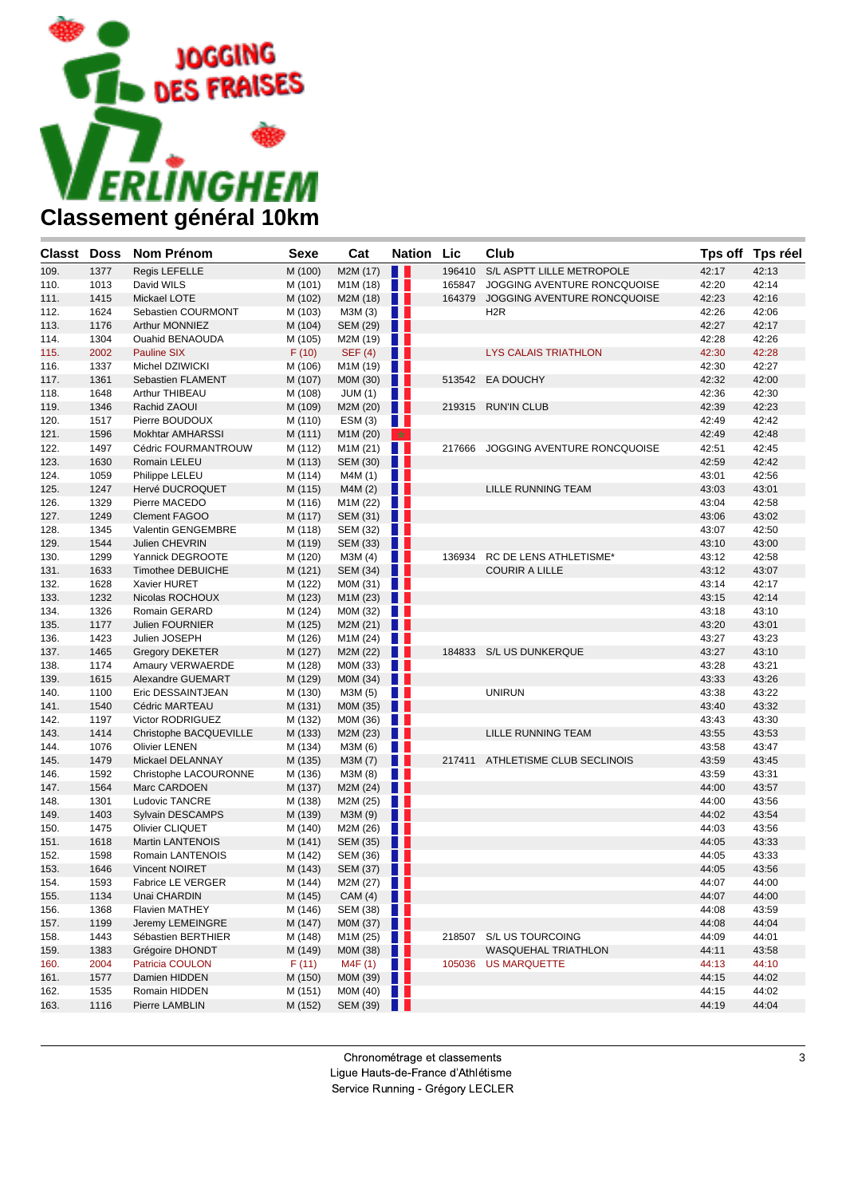JOGGING DES FRAISES VERLINGHEM

# Classement général 10km

| Classt | Doss | Nom Prénom | Sexe | Cat | Nation | Lic | Club | Tps off | Tps réel |
|---|---|---|---|---|---|---|---|---|---|
| 109. | 1377 | Regis LEFELLE | M (100) | M2M (17) | | 196410 | S/L ASPTT LILLE METROPOLE | 42:17 | 42:13 |
| 110. | 1013 | David WILS | M (101) | M1M (18) | | 165847 | JOGGING AVENTURE RONCQUOISE | 42:20 | 42:14 |
| 111. | 1415 | Mickael LOTE | M (102) | M2M (18) | | 164379 | JOGGING AVENTURE RONCQUOISE | 42:23 | 42:16 |
| 112. | 1624 | Sebastien COURMONT | M (103) | M3M (3) | | | H2R | 42:26 | 42:06 |
| 113. | 1176 | Arthur MONNIEZ | M (104) | SEM (29) | | | | 42:27 | 42:17 |
| 114. | 1304 | Ouahid BENAOUDA | M (105) | M2M (19) | | | | 42:28 | 42:26 |
| 115. | 2002 | Pauline SIX | F (10) | SEF (4) | | | LYS CALAIS TRIATHLON | 42:30 | 42:28 |
| 116. | 1337 | Michel DZIWICKI | M (106) | M1M (19) | | | | 42:30 | 42:27 |
| 117. | 1361 | Sebastien FLAMENT | M (107) | M0M (30) | | 513542 | EA DOUCHY | 42:32 | 42:00 |
| 118. | 1648 | Arthur THIBEAU | M (108) | JUM (1) | | | | 42:36 | 42:30 |
| 119. | 1346 | Rachid ZAOUI | M (109) | M2M (20) | | 219315 | RUN'IN CLUB | 42:39 | 42:23 |
| 120. | 1517 | Pierre BOUDOUX | M (110) | ESM (3) | | | | 42:49 | 42:42 |
| 121. | 1596 | Mokhtar AMHARSSI | M (111) | M1M (20) | | | | 42:49 | 42:48 |
| 122. | 1497 | Cédric FOURMANTROUW | M (112) | M1M (21) | | 217666 | JOGGING AVENTURE RONCQUOISE | 42:51 | 42:45 |
| 123. | 1630 | Romain LELEU | M (113) | SEM (30) | | | | 42:59 | 42:42 |
| 124. | 1059 | Philippe LELEU | M (114) | M4M (1) | | | | 43:01 | 42:56 |
| 125. | 1247 | Hervé DUCROQUET | M (115) | M4M (2) | | | LILLE RUNNING TEAM | 43:03 | 43:01 |
| 126. | 1329 | Pierre MACEDO | M (116) | M1M (22) | | | | 43:04 | 42:58 |
| 127. | 1249 | Clement FAGOO | M (117) | SEM (31) | | | | 43:06 | 43:02 |
| 128. | 1345 | Valentin GENGEMBRE | M (118) | SEM (32) | | | | 43:07 | 42:50 |
| 129. | 1544 | Julien CHEVRIN | M (119) | SEM (33) | | | | 43:10 | 43:00 |
| 130. | 1299 | Yannick DEGROOTE | M (120) | M3M (4) | | 136934 | RC DE LENS ATHLETISME* | 43:12 | 42:58 |
| 131. | 1633 | Timothee DEBUICHE | M (121) | SEM (34) | | | COURIR A LILLE | 43:12 | 43:07 |
| 132. | 1628 | Xavier HURET | M (122) | M0M (31) | | | | 43:14 | 42:17 |
| 133. | 1232 | Nicolas ROCHOUX | M (123) | M1M (23) | | | | 43:15 | 42:14 |
| 134. | 1326 | Romain GERARD | M (124) | M0M (32) | | | | 43:18 | 43:10 |
| 135. | 1177 | Julien FOURNIER | M (125) | M2M (21) | | | | 43:20 | 43:01 |
| 136. | 1423 | Julien JOSEPH | M (126) | M1M (24) | | | | 43:27 | 43:23 |
| 137. | 1465 | Gregory DEKETER | M (127) | M2M (22) | | 184833 | S/L US DUNKERQUE | 43:27 | 43:10 |
| 138. | 1174 | Amaury VERWAERDE | M (128) | M0M (33) | | | | 43:28 | 43:21 |
| 139. | 1615 | Alexandre GUEMART | M (129) | M0M (34) | | | | 43:33 | 43:26 |
| 140. | 1100 | Eric DESSAINTJEAN | M (130) | M3M (5) | | | UNIRUN | 43:38 | 43:22 |
| 141. | 1540 | Cédric MARTEAU | M (131) | M0M (35) | | | | 43:40 | 43:32 |
| 142. | 1197 | Victor RODRIGUEZ | M (132) | M0M (36) | | | | 43:43 | 43:30 |
| 143. | 1414 | Christophe BACQUEVILLE | M (133) | M2M (23) | | | LILLE RUNNING TEAM | 43:55 | 43:53 |
| 144. | 1076 | Olivier LENEN | M (134) | M3M (6) | | | | 43:58 | 43:47 |
| 145. | 1479 | Mickael DELANNAY | M (135) | M3M (7) | | 217411 | ATHLETISME CLUB SECLINOIS | 43:59 | 43:45 |
| 146. | 1592 | Christophe LACOURONNE | M (136) | M3M (8) | | | | 43:59 | 43:31 |
| 147. | 1564 | Marc CARDOEN | M (137) | M2M (24) | | | | 44:00 | 43:57 |
| 148. | 1301 | Ludovic TANCRE | M (138) | M2M (25) | | | | 44:00 | 43:56 |
| 149. | 1403 | Sylvain DESCAMPS | M (139) | M3M (9) | | | | 44:02 | 43:54 |
| 150. | 1475 | Olivier CLIQUET | M (140) | M2M (26) | | | | 44:03 | 43:56 |
| 151. | 1618 | Martin LANTENOIS | M (141) | SEM (35) | | | | 44:05 | 43:33 |
| 152. | 1598 | Romain LANTENOIS | M (142) | SEM (36) | | | | 44:05 | 43:33 |
| 153. | 1646 | Vincent NOIRET | M (143) | SEM (37) | | | | 44:05 | 43:56 |
| 154. | 1593 | Fabrice LE VERGER | M (144) | M2M (27) | | | | 44:07 | 44:00 |
| 155. | 1134 | Unai CHARDIN | M (145) | CAM (4) | | | | 44:07 | 44:00 |
| 156. | 1368 | Flavien MATHEY | M (146) | SEM (38) | | | | 44:08 | 43:59 |
| 157. | 1199 | Jeremy LEMEINGRE | M (147) | M0M (37) | | | | 44:08 | 44:04 |
| 158. | 1443 | Sébastien BERTHIER | M (148) | M1M (25) | | 218507 | S/L US TOURCOING | 44:09 | 44:01 |
| 159. | 1383 | Grégoire DHONDT | M (149) | M0M (38) | | | WASQUEHAL TRIATHLON | 44:11 | 43:58 |
| 160. | 2004 | Patricia COULON | F (11) | M4F (1) | | 105036 | US MARQUETTE | 44:13 | 44:10 |
| 161. | 1577 | Damien HIDDEN | M (150) | M0M (39) | | | | 44:15 | 44:02 |
| 162. | 1535 | Romain HIDDEN | M (151) | M0M (40) | | | | 44:15 | 44:02 |
| 163. | 1116 | Pierre LAMBLIN | M (152) | SEM (39) | | | | 44:19 | 44:04 |

Chronométrage et classements
Ligue Hauts-de-France d'Athlétisme
Service Running - Grégory LECLER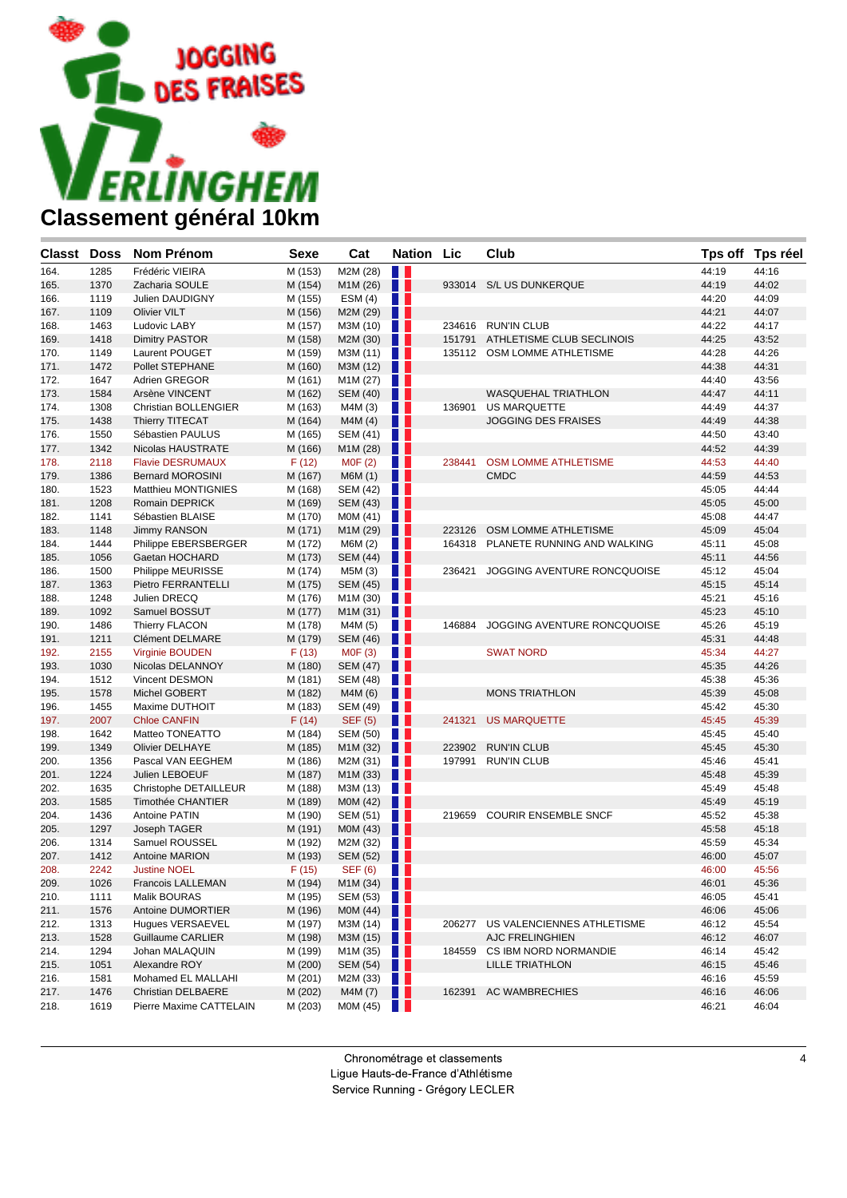# Classement général 10km

| Classt | Doss | Nom Prénom | Sexe | Cat | Nation | Lic | Club | Tps off | Tps réel |
|---|---|---|---|---|---|---|---|---|---|
| 164. | 1285 | Frédéric VIEIRA | M (153) | M2M (28) | | | | 44:19 | 44:16 |
| 165. | 1370 | Zacharia SOULE | M (154) | M1M (26) | | 933014 | S/L US DUNKERQUE | 44:19 | 44:02 |
| 166. | 1119 | Julien DAUDIGNY | M (155) | ESM (4) | | | | 44:20 | 44:09 |
| 167. | 1109 | Olivier VILT | M (156) | M2M (29) | | | | 44:21 | 44:07 |
| 168. | 1463 | Ludovic LABY | M (157) | M3M (10) | | 234616 | RUN'IN CLUB | 44:22 | 44:17 |
| 169. | 1418 | Dimitry PASTOR | M (158) | M2M (30) | | 151791 | ATHLETISME CLUB SECLINOIS | 44:25 | 43:52 |
| 170. | 1149 | Laurent POUGET | M (159) | M3M (11) | | 135112 | OSM LOMME ATHLETISME | 44:28 | 44:26 |
| 171. | 1472 | Pollet STEPHANE | M (160) | M3M (12) | | | | 44:38 | 44:31 |
| 172. | 1647 | Adrien GREGOR | M (161) | M1M (27) | | | | 44:40 | 43:56 |
| 173. | 1584 | Arsène VINCENT | M (162) | SEM (40) | | | WASQUEHAL TRIATHLON | 44:47 | 44:11 |
| 174. | 1308 | Christian BOLLENGIER | M (163) | M4M (3) | | 136901 | US MARQUETTE | 44:49 | 44:37 |
| 175. | 1438 | Thierry TITECAT | M (164) | M4M (4) | | | JOGGING DES FRAISES | 44:49 | 44:38 |
| 176. | 1550 | Sébastien PAULUS | M (165) | SEM (41) | | | | 44:50 | 43:40 |
| 177. | 1342 | Nicolas HAUSTRATE | M (166) | M1M (28) | | | | 44:52 | 44:39 |
| 178. | 2118 | Flavie DESRUMAUX | F (12) | M0F (2) | | 238441 | OSM LOMME ATHLETISME | 44:53 | 44:40 |
| 179. | 1386 | Bernard MOROSINI | M (167) | M6M (1) | | | CMDC | 44:59 | 44:53 |
| 180. | 1523 | Matthieu MONTIGNIES | M (168) | SEM (42) | | | | 45:05 | 44:44 |
| 181. | 1208 | Romain DEPRICK | M (169) | SEM (43) | | | | 45:05 | 45:00 |
| 182. | 1141 | Sébastien BLAISE | M (170) | M0M (41) | | | | 45:08 | 44:47 |
| 183. | 1148 | Jimmy RANSON | M (171) | M1M (29) | | 223126 | OSM LOMME ATHLETISME | 45:09 | 45:04 |
| 184. | 1444 | Philippe EBERSBERGER | M (172) | M6M (2) | | 164318 | PLANETE RUNNING AND WALKING | 45:11 | 45:08 |
| 185. | 1056 | Gaetan HOCHARD | M (173) | SEM (44) | | | | 45:11 | 44:56 |
| 186. | 1500 | Philippe MEURISSE | M (174) | M5M (3) | | 236421 | JOGGING AVENTURE RONCQUOISE | 45:12 | 45:04 |
| 187. | 1363 | Pietro FERRANTELLI | M (175) | SEM (45) | | | | 45:15 | 45:14 |
| 188. | 1248 | Julien DRECQ | M (176) | M1M (30) | | | | 45:21 | 45:16 |
| 189. | 1092 | Samuel BOSSUT | M (177) | M1M (31) | | | | 45:23 | 45:10 |
| 190. | 1486 | Thierry FLACON | M (178) | M4M (5) | | 146884 | JOGGING AVENTURE RONCQUOISE | 45:26 | 45:19 |
| 191. | 1211 | Clément DELMARE | M (179) | SEM (46) | | | | 45:31 | 44:48 |
| 192. | 2155 | Virginie BOUDEN | F (13) | M0F (3) | | | SWAT NORD | 45:34 | 44:27 |
| 193. | 1030 | Nicolas DELANNOY | M (180) | SEM (47) | | | | 45:35 | 44:26 |
| 194. | 1512 | Vincent DESMON | M (181) | SEM (48) | | | | 45:38 | 45:36 |
| 195. | 1578 | Michel GOBERT | M (182) | M4M (6) | | | MONS TRIATHLON | 45:39 | 45:08 |
| 196. | 1455 | Maxime DUTHOIT | M (183) | SEM (49) | | | | 45:42 | 45:30 |
| 197. | 2007 | Chloe CANFIN | F (14) | SEF (5) | | 241321 | US MARQUETTE | 45:45 | 45:39 |
| 198. | 1642 | Matteo TONEATTO | M (184) | SEM (50) | | | | 45:45 | 45:40 |
| 199. | 1349 | Olivier DELHAYE | M (185) | M1M (32) | | 223902 | RUN'IN CLUB | 45:45 | 45:30 |
| 200. | 1356 | Pascal VAN EEGHEM | M (186) | M2M (31) | | 197991 | RUN'IN CLUB | 45:46 | 45:41 |
| 201. | 1224 | Julien LEBOEUF | M (187) | M1M (33) | | | | 45:48 | 45:39 |
| 202. | 1635 | Christophe DETAILLEUR | M (188) | M3M (13) | | | | 45:49 | 45:48 |
| 203. | 1585 | Timothée CHANTIER | M (189) | M0M (42) | | | | 45:49 | 45:19 |
| 204. | 1436 | Antoine PATIN | M (190) | SEM (51) | | 219659 | COURIR ENSEMBLE SNCF | 45:52 | 45:38 |
| 205. | 1297 | Joseph TAGER | M (191) | M0M (43) | | | | 45:58 | 45:18 |
| 206. | 1314 | Samuel ROUSSEL | M (192) | M2M (32) | | | | 45:59 | 45:34 |
| 207. | 1412 | Antoine MARION | M (193) | SEM (52) | | | | 46:00 | 45:07 |
| 208. | 2242 | Justine NOEL | F (15) | SEF (6) | | | | 46:00 | 45:56 |
| 209. | 1026 | Francois LALLEMAN | M (194) | M1M (34) | | | | 46:01 | 45:36 |
| 210. | 1111 | Malik BOURAS | M (195) | SEM (53) | | | | 46:05 | 45:41 |
| 211. | 1576 | Antoine DUMORTIER | M (196) | M0M (44) | | | | 46:06 | 45:06 |
| 212. | 1313 | Hugues VERSAEVEL | M (197) | M3M (14) | | 206277 | US VALENCIENNES ATHLETISME | 46:12 | 45:54 |
| 213. | 1528 | Guillaume CARLIER | M (198) | M3M (15) | | | AJC FRELINGHIEN | 46:12 | 46:07 |
| 214. | 1294 | Johan MALAQUIN | M (199) | M1M (35) | | 184559 | CS IBM NORD NORMANDIE | 46:14 | 45:42 |
| 215. | 1051 | Alexandre ROY | M (200) | SEM (54) | | | LILLE TRIATHLON | 46:15 | 45:46 |
| 216. | 1581 | Mohamed EL MALLAHI | M (201) | M2M (33) | | | | 46:16 | 45:59 |
| 217. | 1476 | Christian DELBAERE | M (202) | M4M (7) | | 162391 | AC WAMBRECHIES | 46:16 | 46:06 |
| 218. | 1619 | Pierre Maxime CATTELAIN | M (203) | M0M (45) | | | | 46:21 | 46:04 |

Chronométrage et classements
Ligue Hauts-de-France d'Athlétisme
Service Running - Grégory LECLER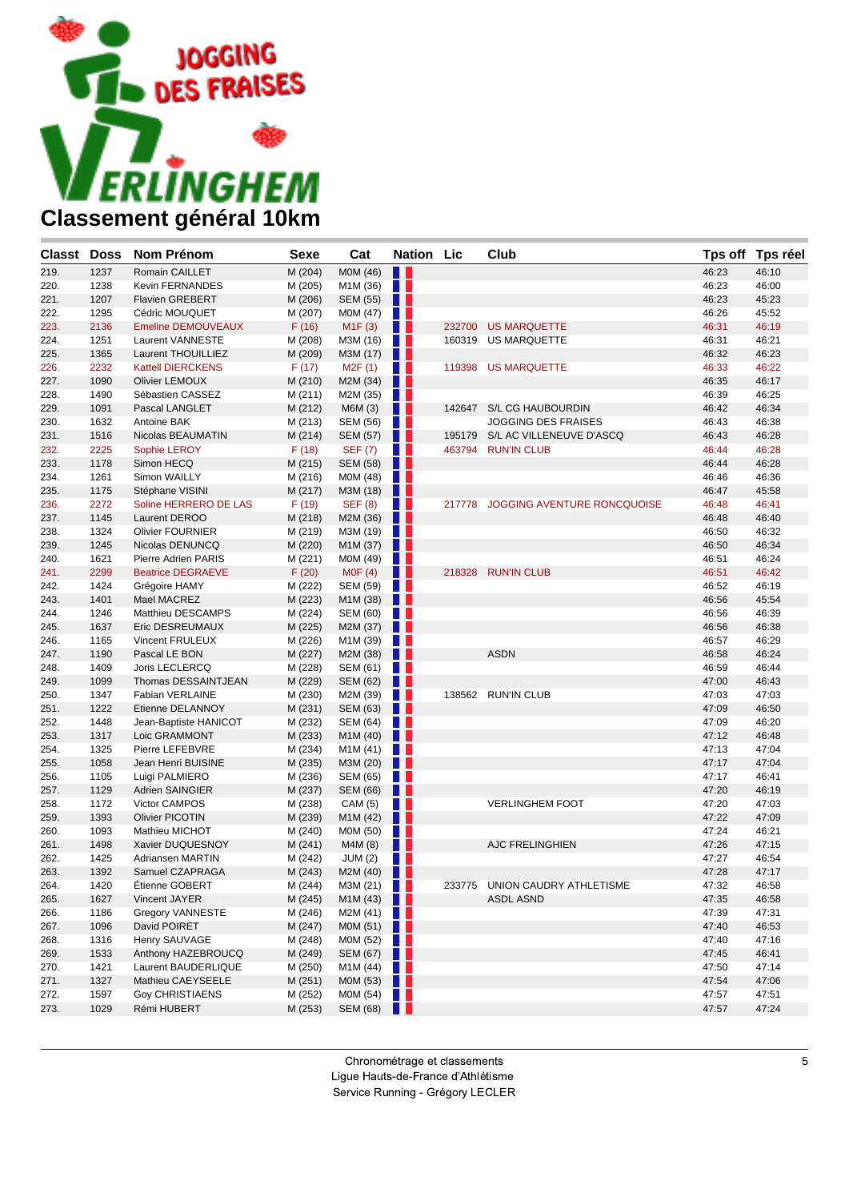# JOGGING DES FRAISES VERLINGHEM

## Classement général 10km

| Classt | Doss | Nom Prénom | Sexe | Cat | Nation | Lic | Club | Tps off | Tps réel |
|---|---|---|---|---|---|---|---|---|---|
| 219. | 1237 | Romain CAILLET | M (204) | M0M (46) | | | | 46:23 | 46:10 |
| 220. | 1238 | Kevin FERNANDES | M (205) | M1M (36) | | | | 46:23 | 46:00 |
| 221. | 1207 | Flavien GREBERT | M (206) | SEM (55) | | | | 46:23 | 45:23 |
| 222. | 1295 | Cédric MOUQUET | M (207) | M0M (47) | | | | 46:26 | 45:52 |
| 223. | 2136 | Emeline DEMOUVEAUX | F (16) | M1F (3) | | 232700 | US MARQUETTE | 46:31 | 46:19 |
| 224. | 1251 | Laurent VANNESTE | M (208) | M3M (16) | | 160319 | US MARQUETTE | 46:31 | 46:21 |
| 225. | 1365 | Laurent THOUILLIEZ | M (209) | M3M (17) | | | | 46:32 | 46:23 |
| 226. | 2232 | Kattell DIERCKENS | F (17) | M2F (1) | | 119398 | US MARQUETTE | 46:33 | 46:22 |
| 227. | 1090 | Olivier LEMOUX | M (210) | M2M (34) | | | | 46:35 | 46:17 |
| 228. | 1490 | Sébastien CASSEZ | M (211) | M2M (35) | | | | 46:39 | 46:25 |
| 229. | 1091 | Pascal LANGLET | M (212) | M6M (3) | | 142647 | S/L CG HAUBOURDIN | 46:42 | 46:34 |
| 230. | 1632 | Antoine BAK | M (213) | SEM (56) | | | JOGGING DES FRAISES | 46:43 | 46:38 |
| 231. | 1516 | Nicolas BEAUMATIN | M (214) | SEM (57) | | 195179 | S/L AC VILLENEUVE D'ASCQ | 46:43 | 46:28 |
| 232. | 2225 | Sophie LEROY | F (18) | SEF (7) | | 463794 | RUN'IN CLUB | 46:44 | 46:28 |
| 233. | 1178 | Simon HECQ | M (215) | SEM (58) | | | | 46:44 | 46:28 |
| 234. | 1261 | Simon WAILLY | M (216) | M0M (48) | | | | 46:46 | 46:36 |
| 235. | 1175 | Stéphane VISINI | M (217) | M3M (18) | | | | 46:47 | 45:58 |
| 236. | 2272 | Soline HERRERO DE LAS | F (19) | SEF (8) | | 217778 | JOGGING AVENTURE RONCQUOISE | 46:48 | 46:41 |
| 237. | 1145 | Laurent DEROO | M (218) | M2M (36) | | | | 46:48 | 46:40 |
| 238. | 1324 | Olivier FOURNIER | M (219) | M3M (19) | | | | 46:50 | 46:32 |
| 239. | 1245 | Nicolas DENUNCQ | M (220) | M1M (37) | | | | 46:50 | 46:34 |
| 240. | 1621 | Pierre Adrien PARIS | M (221) | M0M (49) | | | | 46:51 | 46:24 |
| 241. | 2299 | Beatrice DEGRAEVE | F (20) | M0F (4) | | 218328 | RUN'IN CLUB | 46:51 | 46:42 |
| 242. | 1424 | Grégoire HAMY | M (222) | SEM (59) | | | | 46:52 | 46:19 |
| 243. | 1401 | Mael MACREZ | M (223) | M1M (38) | | | | 46:56 | 45:54 |
| 244. | 1246 | Matthieu DESCAMPS | M (224) | SEM (60) | | | | 46:56 | 46:39 |
| 245. | 1637 | Eric DESREUMAUX | M (225) | M2M (37) | | | | 46:56 | 46:38 |
| 246. | 1165 | Vincent FRULEUX | M (226) | M1M (39) | | | | 46:57 | 46:29 |
| 247. | 1190 | Pascal LE BON | M (227) | M2M (38) | | | ASDN | 46:58 | 46:24 |
| 248. | 1409 | Joris LECLERCQ | M (228) | SEM (61) | | | | 46:59 | 46:44 |
| 249. | 1099 | Thomas DESSAINTJEAN | M (229) | SEM (62) | | | | 47:00 | 46:43 |
| 250. | 1347 | Fabian VERLAINE | M (230) | M2M (39) | | 138562 | RUN'IN CLUB | 47:03 | 47:03 |
| 251. | 1222 | Etienne DELANNOY | M (231) | SEM (63) | | | | 47:09 | 46:50 |
| 252. | 1448 | Jean-Baptiste HANICOT | M (232) | SEM (64) | | | | 47:09 | 46:20 |
| 253. | 1317 | Loic GRAMMONT | M (233) | M1M (40) | | | | 47:12 | 46:48 |
| 254. | 1325 | Pierre LEFEBVRE | M (234) | M1M (41) | | | | 47:13 | 47:04 |
| 255. | 1058 | Jean Henri BUISINE | M (235) | M3M (20) | | | | 47:17 | 47:04 |
| 256. | 1105 | Luigi PALMIERO | M (236) | SEM (65) | | | | 47:17 | 46:41 |
| 257. | 1129 | Adrien SAINGIER | M (237) | SEM (66) | | | | 47:20 | 46:19 |
| 258. | 1172 | Victor CAMPOS | M (238) | CAM (5) | | | VERLINGHEM FOOT | 47:20 | 47:03 |
| 259. | 1393 | Olivier PICOTIN | M (239) | M1M (42) | | | | 47:22 | 47:09 |
| 260. | 1093 | Mathieu MICHOT | M (240) | M0M (50) | | | | 47:24 | 46:21 |
| 261. | 1498 | Xavier DUQUESNOY | M (241) | M4M (8) | | | AJC FRELINGHIEN | 47:26 | 47:15 |
| 262. | 1425 | Adriansen MARTIN | M (242) | JUM (2) | | | | 47:27 | 46:54 |
| 263. | 1392 | Samuel CZAPRAGA | M (243) | M2M (40) | | | | 47:28 | 47:17 |
| 264. | 1420 | Étienne GOBERT | M (244) | M3M (21) | | 233775 | UNION CAUDRY ATHLETISME | 47:32 | 46:58 |
| 265. | 1627 | Vincent JAYER | M (245) | M1M (43) | | | ASDL ASND | 47:35 | 46:58 |
| 266. | 1186 | Gregory VANNESTE | M (246) | M2M (41) | | | | 47:39 | 47:31 |
| 267. | 1096 | David POIRET | M (247) | M0M (51) | | | | 47:40 | 46:53 |
| 268. | 1316 | Henry SAUVAGE | M (248) | M0M (52) | | | | 47:40 | 47:16 |
| 269. | 1533 | Anthony HAZEBROUCQ | M (249) | SEM (67) | | | | 47:45 | 46:41 |
| 270. | 1421 | Laurent BAUDERLIQUE | M (250) | M1M (44) | | | | 47:50 | 47:14 |
| 271. | 1327 | Mathieu CAEYSEELE | M (251) | M0M (53) | | | | 47:54 | 47:06 |
| 272. | 1597 | Goy CHRISTIAENS | M (252) | M0M (54) | | | | 47:57 | 47:51 |
| 273. | 1029 | Rémi HUBERT | M (253) | SEM (68) | | | | 47:57 | 47:24 |

Chronométrage et classements
Ligue Hauts-de-France d'Athlétisme
Service Running - Grégory LECLER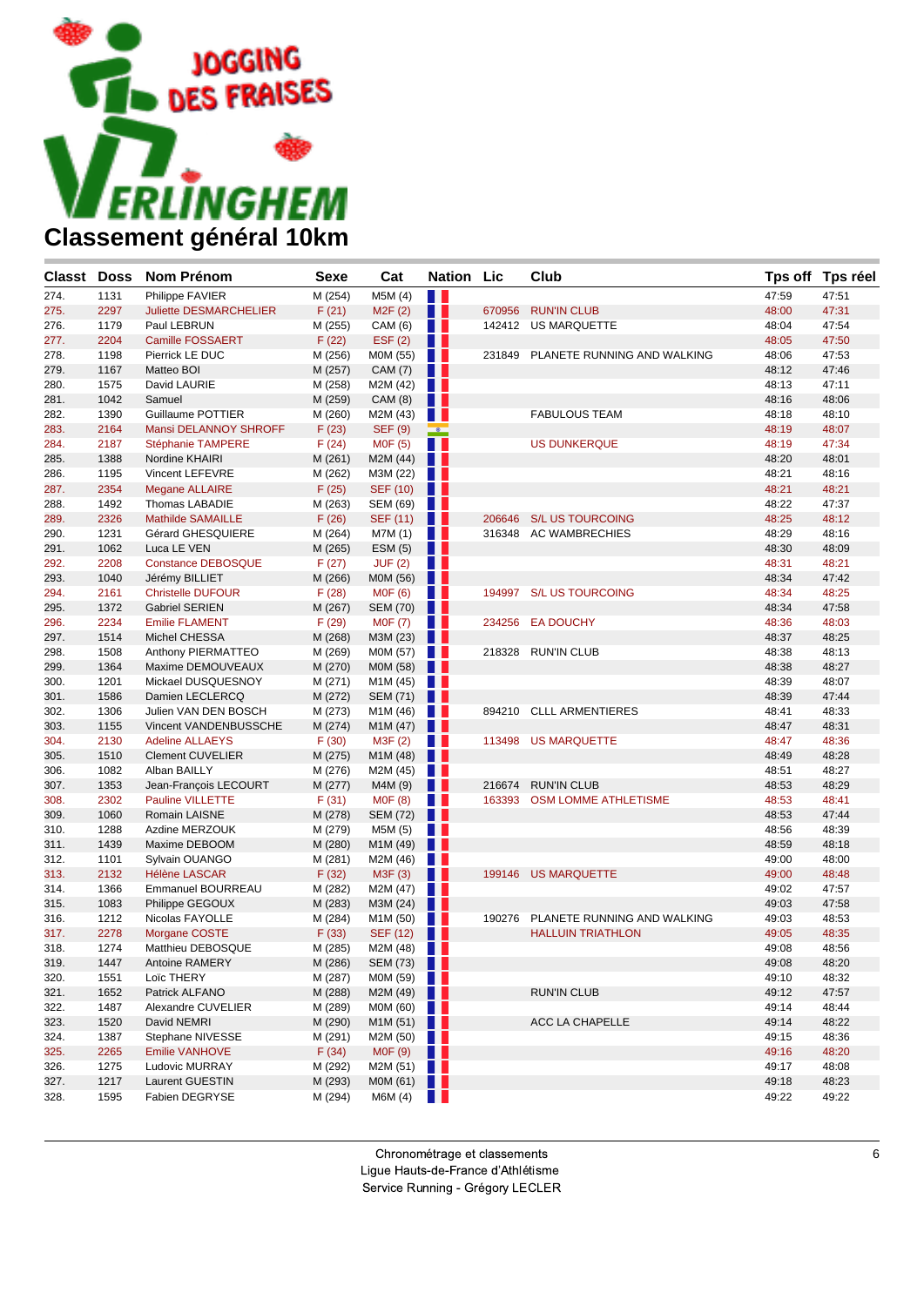JOGGING DES FRAISES VERLINGHEM

# Classement général 10km

| Classt | Doss | Nom Prénom | Sexe | Cat | Nation | Lic | Club | Tps off | Tps réel |
|---|---|---|---|---|---|---|---|---|---|
| 274. | 1131 | Philippe FAVIER | M (254) | M5M (4) | | | | 47:59 | 47:51 |
| 275. | 2297 | Juliette DESMARCHELIER | F (21) | M2F (2) | | 670956 | RUN'IN CLUB | 48:00 | 47:31 |
| 276. | 1179 | Paul LEBRUN | M (255) | CAM (6) | | 142412 | US MARQUETTE | 48:04 | 47:54 |
| 277. | 2204 | Camille FOSSAERT | F (22) | ESF (2) | | | | 48:05 | 47:50 |
| 278. | 1198 | Pierrick LE DUC | M (256) | M0M (55) | | 231849 | PLANETE RUNNING AND WALKING | 48:06 | 47:53 |
| 279. | 1167 | Matteo BOI | M (257) | CAM (7) | | | | 48:12 | 47:46 |
| 280. | 1575 | David LAURIE | M (258) | M2M (42) | | | | 48:13 | 47:11 |
| 281. | 1042 | Samuel | M (259) | CAM (8) | | | | 48:16 | 48:06 |
| 282. | 1390 | Guillaume POTTIER | M (260) | M2M (43) | | | FABULOUS TEAM | 48:18 | 48:10 |
| 283. | 2164 | Mansi DELANNOY SHROFF | F (23) | SEF (9) | | | | 48:19 | 48:07 |
| 284. | 2187 | Stéphanie TAMPERE | F (24) | M0F (5) | | | US DUNKERQUE | 48:19 | 47:34 |
| 285. | 1388 | Nordine KHAIRI | M (261) | M2M (44) | | | | 48:20 | 48:01 |
| 286. | 1195 | Vincent LEFEVRE | M (262) | M3M (22) | | | | 48:21 | 48:16 |
| 287. | 2354 | Megane ALLAIRE | F (25) | SEF (10) | | | | 48:21 | 48:21 |
| 288. | 1492 | Thomas LABADIE | M (263) | SEM (69) | | | | 48:22 | 47:37 |
| 289. | 2326 | Mathilde SAMAILLE | F (26) | SEF (11) | | 206646 | S/L US TOURCOING | 48:25 | 48:12 |
| 290. | 1231 | Gérard GHESQUIERE | M (264) | M7M (1) | | 316348 | AC WAMBRECHIES | 48:29 | 48:16 |
| 291. | 1062 | Luca LE VEN | M (265) | ESM (5) | | | | 48:30 | 48:09 |
| 292. | 2208 | Constance DEBOSQUE | F (27) | JUF (2) | | | | 48:31 | 48:21 |
| 293. | 1040 | Jérémy BILLIET | M (266) | M0M (56) | | | | 48:34 | 47:42 |
| 294. | 2161 | Christelle DUFOUR | F (28) | M0F (6) | | 194997 | S/L US TOURCOING | 48:34 | 48:25 |
| 295. | 1372 | Gabriel SERIEN | M (267) | SEM (70) | | | | 48:34 | 47:58 |
| 296. | 2234 | Emilie FLAMENT | F (29) | M0F (7) | | 234256 | EA DOUCHY | 48:36 | 48:03 |
| 297. | 1514 | Michel CHESSA | M (268) | M3M (23) | | | | 48:37 | 48:25 |
| 298. | 1508 | Anthony PIERMATTEO | M (269) | M0M (57) | | 218328 | RUN'IN CLUB | 48:38 | 48:13 |
| 299. | 1364 | Maxime DEMOUVEAUX | M (270) | M0M (58) | | | | 48:38 | 48:27 |
| 300. | 1201 | Mickael DUSQUESNOY | M (271) | M1M (45) | | | | 48:39 | 48:07 |
| 301. | 1586 | Damien LECLERCQ | M (272) | SEM (71) | | | | 48:39 | 47:44 |
| 302. | 1306 | Julien VAN DEN BOSCH | M (273) | M1M (46) | | 894210 | CLLL ARMENTIERES | 48:41 | 48:33 |
| 303. | 1155 | Vincent VANDENBUSSCHE | M (274) | M1M (47) | | | | 48:47 | 48:31 |
| 304. | 2130 | Adeline ALLAEYS | F (30) | M3F (2) | | 113498 | US MARQUETTE | 48:47 | 48:36 |
| 305. | 1510 | Clement CUVELIER | M (275) | M1M (48) | | | | 48:49 | 48:28 |
| 306. | 1082 | Alban BAILLY | M (276) | M2M (45) | | | | 48:51 | 48:27 |
| 307. | 1353 | Jean-François LECOURT | M (277) | M4M (9) | | 216674 | RUN'IN CLUB | 48:53 | 48:29 |
| 308. | 2302 | Pauline VILLETTE | F (31) | M0F (8) | | 163393 | OSM LOMME ATHLETISME | 48:53 | 48:41 |
| 309. | 1060 | Romain LAISNE | M (278) | SEM (72) | | | | 48:53 | 47:44 |
| 310. | 1288 | Azdine MERZOUK | M (279) | M5M (5) | | | | 48:56 | 48:39 |
| 311. | 1439 | Maxime DEBOOM | M (280) | M1M (49) | | | | 48:59 | 48:18 |
| 312. | 1101 | Sylvain OUANGO | M (281) | M2M (46) | | | | 49:00 | 48:00 |
| 313. | 2132 | Hélène LASCAR | F (32) | M3F (3) | | 199146 | US MARQUETTE | 49:00 | 48:48 |
| 314. | 1366 | Emmanuel BOURREAU | M (282) | M2M (47) | | | | 49:02 | 47:57 |
| 315. | 1083 | Philippe GEGOUX | M (283) | M3M (24) | | | | 49:03 | 47:58 |
| 316. | 1212 | Nicolas FAYOLLE | M (284) | M1M (50) | | 190276 | PLANETE RUNNING AND WALKING | 49:03 | 48:53 |
| 317. | 2278 | Morgane COSTE | F (33) | SEF (12) | | | HALLUIN TRIATHLON | 49:05 | 48:35 |
| 318. | 1274 | Matthieu DEBOSQUE | M (285) | M2M (48) | | | | 49:08 | 48:56 |
| 319. | 1447 | Antoine RAMERY | M (286) | SEM (73) | | | | 49:08 | 48:20 |
| 320. | 1551 | Loïc THERY | M (287) | M0M (59) | | | | 49:10 | 48:32 |
| 321. | 1652 | Patrick ALFANO | M (288) | M2M (49) | | | RUN'IN CLUB | 49:12 | 47:57 |
| 322. | 1487 | Alexandre CUVELIER | M (289) | M0M (60) | | | | 49:14 | 48:44 |
| 323. | 1520 | David NEMRI | M (290) | M1M (51) | | | ACC LA CHAPELLE | 49:14 | 48:22 |
| 324. | 1387 | Stephane NIVESSE | M (291) | M2M (50) | | | | 49:15 | 48:36 |
| 325. | 2265 | Emilie VANHOVE | F (34) | M0F (9) | | | | 49:16 | 48:20 |
| 326. | 1275 | Ludovic MURRAY | M (292) | M2M (51) | | | | 49:17 | 48:08 |
| 327. | 1217 | Laurent GUESTIN | M (293) | M0M (61) | | | | 49:18 | 48:23 |
| 328. | 1595 | Fabien DEGRYSE | M (294) | M6M (4) | | | | 49:22 | 49:22 |

Chronométrage et classements
Ligue Hauts-de-France d'Athlétisme
Service Running - Grégory LECLER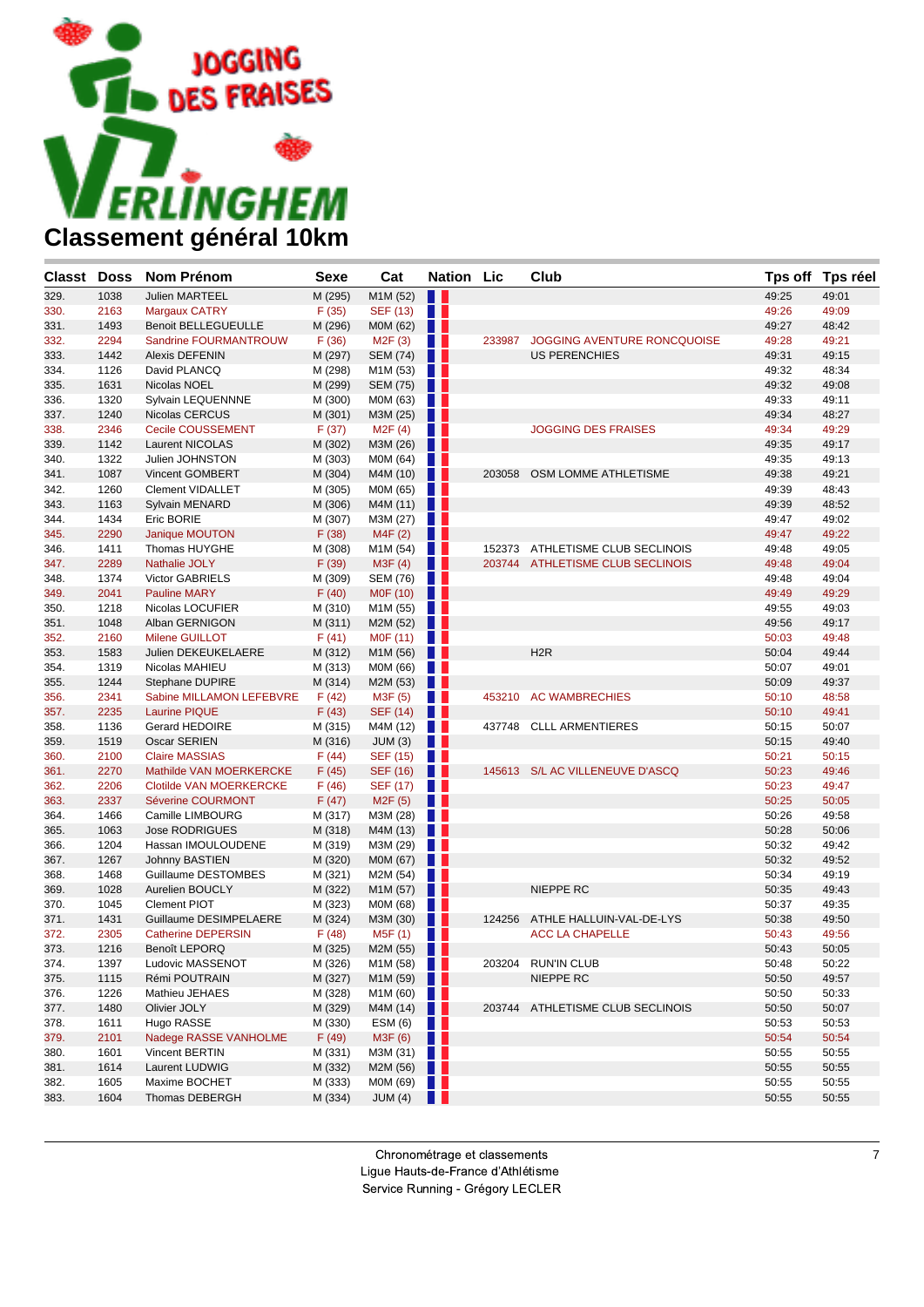# Classement général 10km

| Classt | Doss | Nom Prénom | Sexe | Cat | Nation | Lic | Club | Tps off | Tps réel |
|---|---|---|---|---|---|---|---|---|---|
| 329. | 1038 | Julien MARTEEL | M (295) | M1M (52) | | | | 49:25 | 49:01 |
| 330. | 2163 | Margaux CATRY | F (35) | SEF (13) | | | | 49:26 | 49:09 |
| 331. | 1493 | Benoit BELLEGUEULLE | M (296) | M0M (62) | | | | 49:27 | 48:42 |
| 332. | 2294 | Sandrine FOURMANTROUW | F (36) | M2F (3) | | 233987 | JOGGING AVENTURE RONCQUOISE | 49:28 | 49:21 |
| 333. | 1442 | Alexis DEFENIN | M (297) | SEM (74) | | | US PERENCHIES | 49:31 | 49:15 |
| 334. | 1126 | David PLANCQ | M (298) | M1M (53) | | | | 49:32 | 48:34 |
| 335. | 1631 | Nicolas NOEL | M (299) | SEM (75) | | | | 49:32 | 49:08 |
| 336. | 1320 | Sylvain LEQUENNNE | M (300) | M0M (63) | | | | 49:33 | 49:11 |
| 337. | 1240 | Nicolas CERCUS | M (301) | M3M (25) | | | | 49:34 | 48:27 |
| 338. | 2346 | Cecile COUSSEMENT | F (37) | M2F (4) | | | JOGGING DES FRAISES | 49:34 | 49:29 |
| 339. | 1142 | Laurent NICOLAS | M (302) | M3M (26) | | | | 49:35 | 49:17 |
| 340. | 1322 | Julien JOHNSTON | M (303) | M0M (64) | | | | 49:35 | 49:13 |
| 341. | 1087 | Vincent GOMBERT | M (304) | M4M (10) | | 203058 | OSM LOMME ATHLETISME | 49:38 | 49:21 |
| 342. | 1260 | Clement VIDALLET | M (305) | M0M (65) | | | | 49:39 | 48:43 |
| 343. | 1163 | Sylvain MENARD | M (306) | M4M (11) | | | | 49:39 | 48:52 |
| 344. | 1434 | Eric BORIE | M (307) | M3M (27) | | | | 49:47 | 49:02 |
| 345. | 2290 | Janique MOUTON | F (38) | M4F (2) | | | | 49:47 | 49:22 |
| 346. | 1411 | Thomas HUYGHE | M (308) | M1M (54) | | 152373 | ATHLETISME CLUB SECLINOIS | 49:48 | 49:05 |
| 347. | 2289 | Nathalie JOLY | F (39) | M3F (4) | | 203744 | ATHLETISME CLUB SECLINOIS | 49:48 | 49:04 |
| 348. | 1374 | Victor GABRIELS | M (309) | SEM (76) | | | | 49:48 | 49:04 |
| 349. | 2041 | Pauline MARY | F (40) | M0F (10) | | | | 49:49 | 49:29 |
| 350. | 1218 | Nicolas LOCUFIER | M (310) | M1M (55) | | | | 49:55 | 49:03 |
| 351. | 1048 | Alban GERNIGON | M (311) | M2M (52) | | | | 49:56 | 49:17 |
| 352. | 2160 | Milene GUILLOT | F (41) | M0F (11) | | | | 50:03 | 49:48 |
| 353. | 1583 | Julien DEKEUKELAERE | M (312) | M1M (56) | | | H2R | 50:04 | 49:44 |
| 354. | 1319 | Nicolas MAHIEU | M (313) | M0M (66) | | | | 50:07 | 49:01 |
| 355. | 1244 | Stephane DUPIRE | M (314) | M2M (53) | | | | 50:09 | 49:37 |
| 356. | 2341 | Sabine MILLAMON LEFEBVRE | F (42) | M3F (5) | | 453210 | AC WAMBRECHIES | 50:10 | 48:58 |
| 357. | 2235 | Laurine PIQUE | F (43) | SEF (14) | | | | 50:10 | 49:41 |
| 358. | 1136 | Gerard HEDOIRE | M (315) | M4M (12) | | 437748 | CLLL ARMENTIERES | 50:15 | 50:07 |
| 359. | 1519 | Oscar SERIEN | M (316) | JUM (3) | | | | 50:15 | 49:40 |
| 360. | 2100 | Claire MASSIAS | F (44) | SEF (15) | | | | 50:21 | 50:15 |
| 361. | 2270 | Mathilde VAN MOERKERCKE | F (45) | SEF (16) | | 145613 | S/L AC VILLENEUVE D'ASCQ | 50:23 | 49:46 |
| 362. | 2206 | Clotilde VAN MOERKERCKE | F (46) | SEF (17) | | | | 50:23 | 49:47 |
| 363. | 2337 | Séverine COURMONT | F (47) | M2F (5) | | | | 50:25 | 50:05 |
| 364. | 1466 | Camille LIMBOURG | M (317) | M3M (28) | | | | 50:26 | 49:58 |
| 365. | 1063 | Jose RODRIGUES | M (318) | M4M (13) | | | | 50:28 | 50:06 |
| 366. | 1204 | Hassan IMOULOUDENE | M (319) | M3M (29) | | | | 50:32 | 49:42 |
| 367. | 1267 | Johnny BASTIEN | M (320) | M0M (67) | | | | 50:32 | 49:52 |
| 368. | 1468 | Guillaume DESTOMBES | M (321) | M2M (54) | | | | 50:34 | 49:19 |
| 369. | 1028 | Aurelien BOUCLY | M (322) | M1M (57) | | | NIEPPE RC | 50:35 | 49:43 |
| 370. | 1045 | Clement PIOT | M (323) | M0M (68) | | | | 50:37 | 49:35 |
| 371. | 1431 | Guillaume DESIMPELAERE | M (324) | M3M (30) | | 124256 | ATHLE HALLUIN-VAL-DE-LYS | 50:38 | 49:50 |
| 372. | 2305 | Catherine DEPERSIN | F (48) | M5F (1) | | | ACC LA CHAPELLE | 50:43 | 49:56 |
| 373. | 1216 | Benoît LEPORQ | M (325) | M2M (55) | | | | 50:43 | 50:05 |
| 374. | 1397 | Ludovic MASSENOT | M (326) | M1M (58) | | 203204 | RUN'IN CLUB | 50:48 | 50:22 |
| 375. | 1115 | Rémi POUTRAIN | M (327) | M1M (59) | | | NIEPPE RC | 50:50 | 49:57 |
| 376. | 1226 | Mathieu JEHAES | M (328) | M1M (60) | | | | 50:50 | 50:33 |
| 377. | 1480 | Olivier JOLY | M (329) | M4M (14) | | 203744 | ATHLETISME CLUB SECLINOIS | 50:50 | 50:07 |
| 378. | 1611 | Hugo RASSE | M (330) | ESM (6) | | | | 50:53 | 50:53 |
| 379. | 2101 | Nadege RASSE VANHOLME | F (49) | M3F (6) | | | | 50:54 | 50:54 |
| 380. | 1601 | Vincent BERTIN | M (331) | M3M (31) | | | | 50:55 | 50:55 |
| 381. | 1614 | Laurent LUDWIG | M (332) | M2M (56) | | | | 50:55 | 50:55 |
| 382. | 1605 | Maxime BOCHET | M (333) | M0M (69) | | | | 50:55 | 50:55 |
| 383. | 1604 | Thomas DEBERGH | M (334) | JUM (4) | | | | 50:55 | 50:55 |

Chronométrage et classements
Ligue Hauts-de-France d'Athlétisme
Service Running - Grégory LECLER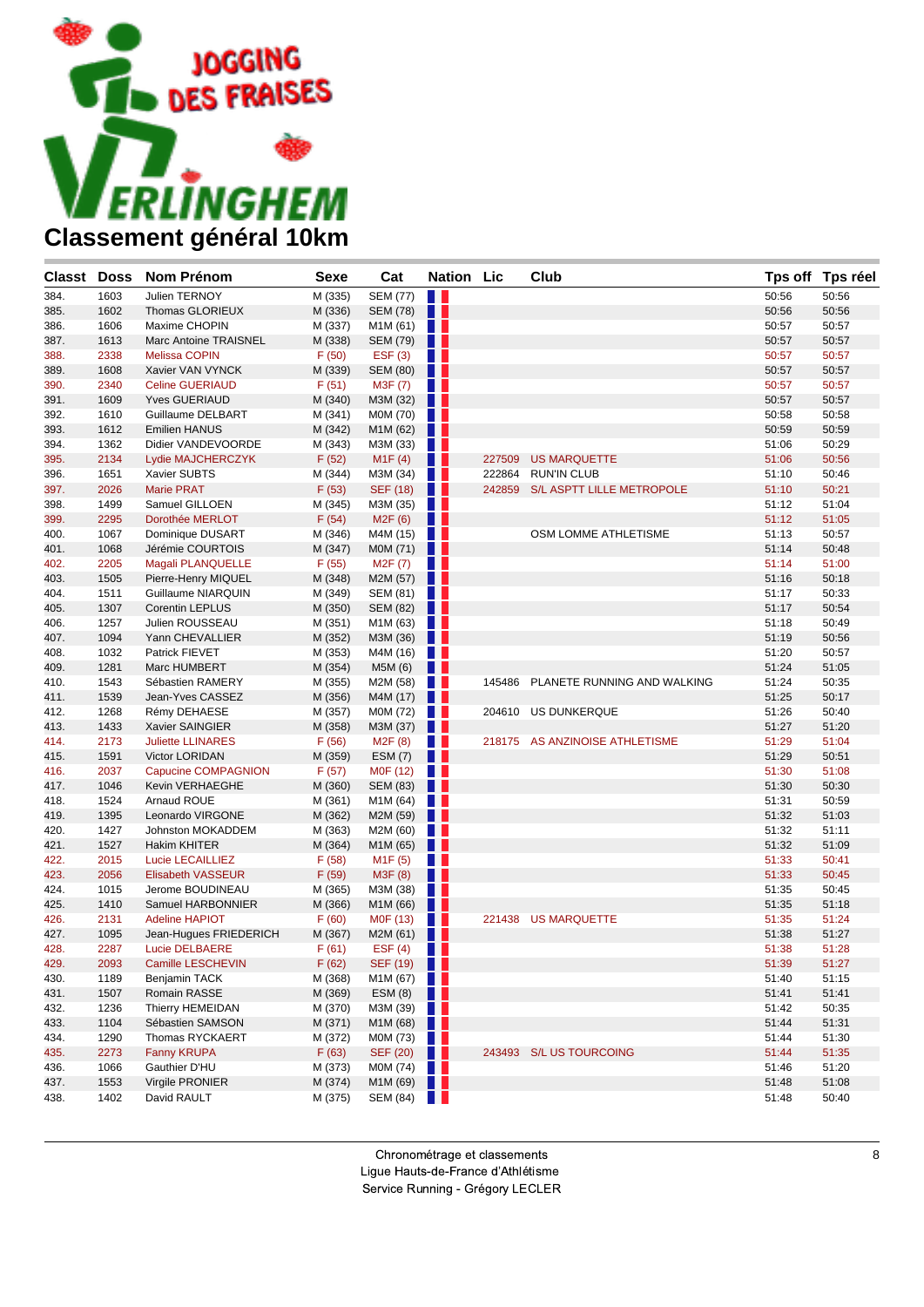JOGGING DES FRAISES VERLINGHEM

# Classement général 10km

| Classt | Doss | Nom Prénom | Sexe | Cat | Nation | Lic | Club | Tps off | Tps réel |
|---|---|---|---|---|---|---|---|---|---|
| 384. | 1603 | Julien TERNOY | M (335) | SEM (77) | | | | 50:56 | 50:56 |
| 385. | 1602 | Thomas GLORIEUX | M (336) | SEM (78) | | | | 50:56 | 50:56 |
| 386. | 1606 | Maxime CHOPIN | M (337) | M1M (61) | | | | 50:57 | 50:57 |
| 387. | 1613 | Marc Antoine TRAISNEL | M (338) | SEM (79) | | | | 50:57 | 50:57 |
| 388. | 2338 | Melissa COPIN | F (50) | ESF (3) | | | | 50:57 | 50:57 |
| 389. | 1608 | Xavier VAN VYNCK | M (339) | SEM (80) | | | | 50:57 | 50:57 |
| 390. | 2340 | Celine GUERIAUD | F (51) | M3F (7) | | | | 50:57 | 50:57 |
| 391. | 1609 | Yves GUERIAUD | M (340) | M3M (32) | | | | 50:57 | 50:57 |
| 392. | 1610 | Guillaume DELBART | M (341) | M0M (70) | | | | 50:58 | 50:58 |
| 393. | 1612 | Emilien HANUS | M (342) | M1M (62) | | | | 50:59 | 50:59 |
| 394. | 1362 | Didier VANDEVOORDE | M (343) | M3M (33) | | | | 51:06 | 50:29 |
| 395. | 2134 | Lydie MAJCHERCZYK | F (52) | M1F (4) | | 227509 | US MARQUETTE | 51:06 | 50:56 |
| 396. | 1651 | Xavier SUBTS | M (344) | M3M (34) | | 222864 | RUN'IN CLUB | 51:10 | 50:46 |
| 397. | 2026 | Marie PRAT | F (53) | SEF (18) | | 242859 | S/L ASPTT LILLE METROPOLE | 51:10 | 50:21 |
| 398. | 1499 | Samuel GILLOEN | M (345) | M3M (35) | | | | 51:12 | 51:04 |
| 399. | 2295 | Dorothée MERLOT | F (54) | M2F (6) | | | | 51:12 | 51:05 |
| 400. | 1067 | Dominique DUSART | M (346) | M4M (15) | | | OSM LOMME ATHLETISME | 51:13 | 50:57 |
| 401. | 1068 | Jérémie COURTOIS | M (347) | M0M (71) | | | | 51:14 | 50:48 |
| 402. | 2205 | Magali PLANQUELLE | F (55) | M2F (7) | | | | 51:14 | 51:00 |
| 403. | 1505 | Pierre-Henry MIQUEL | M (348) | M2M (57) | | | | 51:16 | 50:18 |
| 404. | 1511 | Guillaume NIARQUIN | M (349) | SEM (81) | | | | 51:17 | 50:33 |
| 405. | 1307 | Corentin LEPLUS | M (350) | SEM (82) | | | | 51:17 | 50:54 |
| 406. | 1257 | Julien ROUSSEAU | M (351) | M1M (63) | | | | 51:18 | 50:49 |
| 407. | 1094 | Yann CHEVALLIER | M (352) | M3M (36) | | | | 51:19 | 50:56 |
| 408. | 1032 | Patrick FIEVET | M (353) | M4M (16) | | | | 51:20 | 50:57 |
| 409. | 1281 | Marc HUMBERT | M (354) | M5M (6) | | | | 51:24 | 51:05 |
| 410. | 1543 | Sébastien RAMERY | M (355) | M2M (58) | | 145486 | PLANETE RUNNING AND WALKING | 51:24 | 50:35 |
| 411. | 1539 | Jean-Yves CASSEZ | M (356) | M4M (17) | | | | 51:25 | 50:17 |
| 412. | 1268 | Rémy DEHAESE | M (357) | M0M (72) | | 204610 | US DUNKERQUE | 51:26 | 50:40 |
| 413. | 1433 | Xavier SAINGIER | M (358) | M3M (37) | | | | 51:27 | 51:20 |
| 414. | 2173 | Juliette LLINARES | F (56) | M2F (8) | | 218175 | AS ANZINOISE ATHLETISME | 51:29 | 51:04 |
| 415. | 1591 | Victor LORIDAN | M (359) | ESM (7) | | | | 51:29 | 50:51 |
| 416. | 2037 | Capucine COMPAGNION | F (57) | M0F (12) | | | | 51:30 | 51:08 |
| 417. | 1046 | Kevin VERHAEGHE | M (360) | SEM (83) | | | | 51:30 | 50:30 |
| 418. | 1524 | Arnaud ROUE | M (361) | M1M (64) | | | | 51:31 | 50:59 |
| 419. | 1395 | Leonardo VIRGONE | M (362) | M2M (59) | | | | 51:32 | 51:03 |
| 420. | 1427 | Johnston MOKADDEM | M (363) | M2M (60) | | | | 51:32 | 51:11 |
| 421. | 1527 | Hakim KHITER | M (364) | M1M (65) | | | | 51:32 | 51:09 |
| 422. | 2015 | Lucie LECAILLIEZ | F (58) | M1F (5) | | | | 51:33 | 50:41 |
| 423. | 2056 | Elisabeth VASSEUR | F (59) | M3F (8) | | | | 51:33 | 50:45 |
| 424. | 1015 | Jerome BOUDINEAU | M (365) | M3M (38) | | | | 51:35 | 50:45 |
| 425. | 1410 | Samuel HARBONNIER | M (366) | M1M (66) | | | | 51:35 | 51:18 |
| 426. | 2131 | Adeline HAPIOT | F (60) | M0F (13) | | 221438 | US MARQUETTE | 51:35 | 51:24 |
| 427. | 1095 | Jean-Hugues FRIEDERICH | M (367) | M2M (61) | | | | 51:38 | 51:27 |
| 428. | 2287 | Lucie DELBAERE | F (61) | ESF (4) | | | | 51:38 | 51:28 |
| 429. | 2093 | Camille LESCHEVIN | F (62) | SEF (19) | | | | 51:39 | 51:27 |
| 430. | 1189 | Benjamin TACK | M (368) | M1M (67) | | | | 51:40 | 51:15 |
| 431. | 1507 | Romain RASSE | M (369) | ESM (8) | | | | 51:41 | 51:41 |
| 432. | 1236 | Thierry HEMEIDAN | M (370) | M3M (39) | | | | 51:42 | 50:35 |
| 433. | 1104 | Sébastien SAMSON | M (371) | M1M (68) | | | | 51:44 | 51:31 |
| 434. | 1290 | Thomas RYCKAERT | M (372) | M0M (73) | | | | 51:44 | 51:30 |
| 435. | 2273 | Fanny KRUPA | F (63) | SEF (20) | | 243493 | S/L US TOURCOING | 51:44 | 51:35 |
| 436. | 1066 | Gauthier D'HU | M (373) | M0M (74) | | | | 51:46 | 51:20 |
| 437. | 1553 | Virgile PRONIER | M (374) | M1M (69) | | | | 51:48 | 51:08 |
| 438. | 1402 | David RAULT | M (375) | SEM (84) | | | | 51:48 | 50:40 |

Chronométrage et classements
Ligue Hauts-de-France d'Athlétisme
Service Running - Grégory LECLER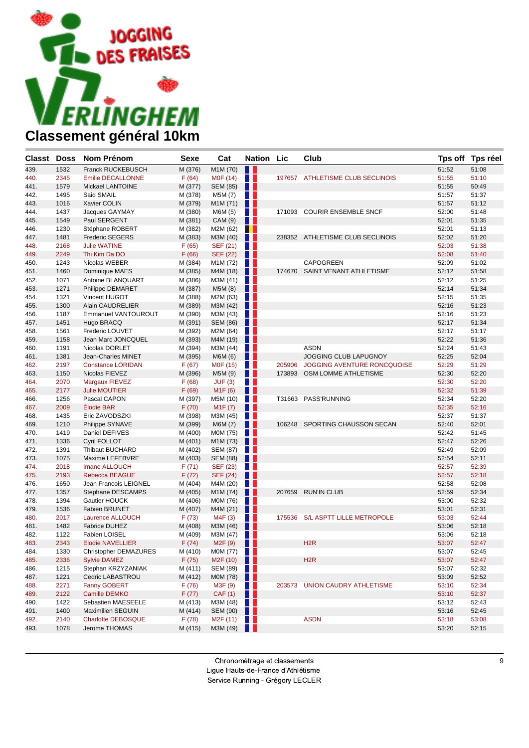# JOGGING DES FRAISES VERLINGHEM

## Classement général 10km

| Classt | Doss | Nom Prénom | Sexe | Cat | Nation | Lic | Club | Tps off | Tps réel |
|---|---|---|---|---|---|---|---|---|---|
| 439. | 1532 | Franck RUCKEBUSCH | M (376) | M1M (70) | | | | 51:52 | 51:08 |
| 440. | 2345 | Emilie DECALLONNE | F (64) | M0F (14) | | 197657 | ATHLETISME CLUB SECLINOIS | 51:55 | 51:10 |
| 441. | 1579 | Mickael LANTOINE | M (377) | SEM (85) | | | | 51:55 | 50:49 |
| 442. | 1495 | Said SMAIL | M (378) | M5M (7) | | | | 51:57 | 51:37 |
| 443. | 1016 | Xavier COLIN | M (379) | M1M (71) | | | | 51:57 | 51:12 |
| 444. | 1437 | Jacques GAYMAY | M (380) | M6M (5) | | 171093 | COURIR ENSEMBLE SNCF | 52:00 | 51:48 |
| 445. | 1549 | Paul SERGENT | M (381) | CAM (9) | | | | 52:01 | 51:35 |
| 446. | 1230 | Stéphane ROBERT | M (382) | M2M (62) | | | | 52:01 | 51:13 |
| 447. | 1481 | Frederic SEGERS | M (383) | M3M (40) | | 238352 | ATHLETISME CLUB SECLINOIS | 52:02 | 51:20 |
| 448. | 2168 | Julie WATINE | F (65) | SEF (21) | | | | 52:03 | 51:38 |
| 449. | 2249 | Thi Kim Da DO | F (66) | SEF (22) | | | | 52:08 | 51:40 |
| 450. | 1243 | Nicolas WEBER | M (384) | M1M (72) | | | CAPOGREEN | 52:09 | 51:02 |
| 451. | 1460 | Dominique MAES | M (385) | M4M (18) | | 174670 | SAINT VENANT ATHLETISME | 52:12 | 51:58 |
| 452. | 1071 | Antoine BLANQUART | M (386) | M3M (41) | | | | 52:12 | 51:25 |
| 453. | 1271 | Philippe DEMARET | M (387) | M5M (8) | | | | 52:14 | 51:34 |
| 454. | 1321 | Vincent HUGOT | M (388) | M2M (63) | | | | 52:15 | 51:35 |
| 455. | 1300 | Alain CAUDRELIER | M (389) | M3M (42) | | | | 52:16 | 51:23 |
| 456. | 1187 | Emmanuel VANTOUROUT | M (390) | M3M (43) | | | | 52:16 | 51:23 |
| 457. | 1451 | Hugo BRACQ | M (391) | SEM (86) | | | | 52:17 | 51:34 |
| 458. | 1561 | Frederic LOUVET | M (392) | M2M (64) | | | | 52:17 | 51:17 |
| 459. | 1158 | Jean Marc JONCQUEL | M (393) | M4M (19) | | | | 52:22 | 51:36 |
| 460. | 1191 | Nicolas DORLET | M (394) | M3M (44) | | | ASDN | 52:24 | 51:43 |
| 461. | 1381 | Jean-Charles MINET | M (395) | M6M (6) | | | JOGGING CLUB LAPUGNOY | 52:25 | 52:04 |
| 462. | 2197 | Constance LORIDAN | F (67) | M0F (15) | | 205906 | JOGGING AVENTURE RONCQUOISE | 52:29 | 51:29 |
| 463. | 1150 | Nicolas FIEVEZ | M (396) | M5M (9) | | 173893 | OSM LOMME ATHLETISME | 52:30 | 52:20 |
| 464. | 2070 | Margaux FIEVEZ | F (68) | JUF (3) | | | | 52:30 | 52:20 |
| 465. | 2177 | Julie MOUTIER | F (69) | M1F (6) | | | | 52:32 | 51:39 |
| 466. | 1256 | Pascal CAPON | M (397) | M5M (10) | | T31663 | PASS'RUNNING | 52:34 | 52:20 |
| 467. | 2009 | Élodie BAR | F (70) | M1F (7) | | | | 52:35 | 52:16 |
| 468. | 1435 | Eric ZAVODSZKI | M (398) | M3M (45) | | | | 52:37 | 51:37 |
| 469. | 1210 | Philippe SYNAVE | M (399) | M6M (7) | | 106248 | SPORTING CHAUSSON SECAN | 52:40 | 52:01 |
| 470. | 1419 | Daniel DEFIVES | M (400) | M0M (75) | | | | 52:42 | 51:45 |
| 471. | 1336 | Cyril FOLLOT | M (401) | M1M (73) | | | | 52:47 | 52:26 |
| 472. | 1391 | Thibaut BUCHARD | M (402) | SEM (87) | | | | 52:49 | 52:09 |
| 473. | 1075 | Maxime LEFEBVRE | M (403) | SEM (88) | | | | 52:54 | 52:11 |
| 474. | 2018 | Imane ALLOUCH | F (71) | SEF (23) | | | | 52:57 | 52:39 |
| 475. | 2193 | Rebecca BEAGUE | F (72) | SEF (24) | | | | 52:57 | 52:18 |
| 476. | 1650 | Jean Francois LEIGNEL | M (404) | M4M (20) | | | | 52:58 | 52:08 |
| 477. | 1357 | Stephane DESCAMPS | M (405) | M1M (74) | | 207659 | RUN'IN CLUB | 52:59 | 52:34 |
| 478. | 1394 | Gautier HOUCK | M (406) | M0M (76) | | | | 53:00 | 52:32 |
| 479. | 1536 | Fabien BRUNET | M (407) | M4M (21) | | | | 53:01 | 52:31 |
| 480. | 2017 | Laurence ALLOUCH | F (73) | M4F (3) | | 175536 | S/L ASPTT LILLE METROPOLE | 53:03 | 52:44 |
| 481. | 1482 | Fabrice DUHEZ | M (408) | M3M (46) | | | | 53:06 | 52:18 |
| 482. | 1122 | Fabien LOISEL | M (409) | M3M (47) | | | | 53:06 | 52:18 |
| 483. | 2343 | Elodie NAVELLIER | F (74) | M2F (9) | | | H2R | 53:07 | 52:47 |
| 484. | 1330 | Christopher DEMAZURES | M (410) | M0M (77) | | | | 53:07 | 52:45 |
| 485. | 2336 | Sylvie DAMEZ | F (75) | M2F (10) | | | H2R | 53:07 | 52:47 |
| 486. | 1215 | Stephan KRZYZANIAK | M (411) | SEM (89) | | | | 53:07 | 52:32 |
| 487. | 1221 | Cedric LABASTROU | M (412) | M0M (78) | | | | 53:09 | 52:52 |
| 488. | 2271 | Fanny GOBERT | F (76) | M3F (9) | | 203573 | UNION CAUDRY ATHLETISME | 53:10 | 52:34 |
| 489. | 2122 | Camille DEMKO | F (77) | CAF (1) | | | | 53:10 | 52:37 |
| 490. | 1422 | Sebastien MAESEELE | M (413) | M3M (48) | | | | 53:12 | 52:43 |
| 491. | 1400 | Maximilien SEGUIN | M (414) | SEM (90) | | | | 53:16 | 52:45 |
| 492. | 2140 | Charlotte DEBOSQUE | F (78) | M2F (11) | | | ASDN | 53:18 | 53:08 |
| 493. | 1078 | Jerome THOMAS | M (415) | M3M (49) | | | | 53:20 | 52:15 |

Chronométrage et classements
Ligue Hauts-de-France d'Athlétisme
Service Running - Grégory LECLER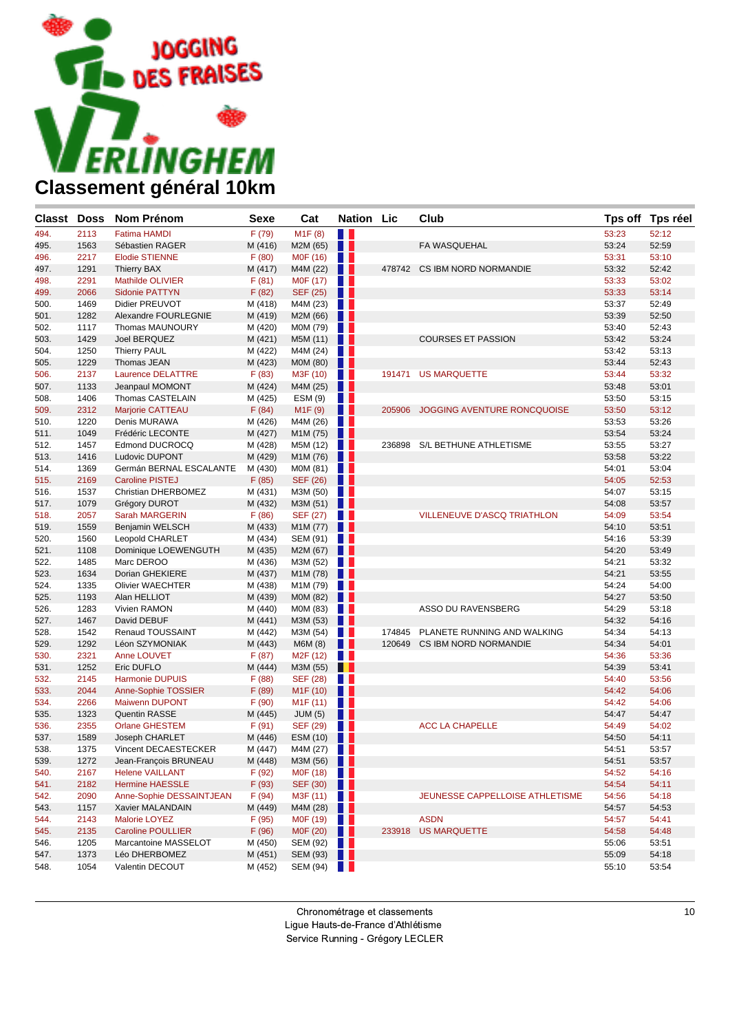# Classement général 10km

| Classt | Doss | Nom Prénom | Sexe | Cat | Nation | Lic | Club | Tps off | Tps réel |
|---|---|---|---|---|---|---|---|---|---|
| 494. | 2113 | Fatima HAMDI | F (79) | M1F (8) | | | | 53:23 | 52:12 |
| 495. | 1563 | Sébastien RAGER | M (416) | M2M (65) | | | FA WASQUEHAL | 53:24 | 52:59 |
| 496. | 2217 | Elodie STIENNE | F (80) | M0F (16) | | | | 53:31 | 53:10 |
| 497. | 1291 | Thierry BAX | M (417) | M4M (22) | | 478742 | CS IBM NORD NORMANDIE | 53:32 | 52:42 |
| 498. | 2291 | Mathilde OLIVIER | F (81) | M0F (17) | | | | 53:33 | 53:02 |
| 499. | 2066 | Sidonie PATTYN | F (82) | SEF (25) | | | | 53:33 | 53:14 |
| 500. | 1469 | Didier PREUVOT | M (418) | M4M (23) | | | | 53:37 | 52:49 |
| 501. | 1282 | Alexandre FOURLEGNIE | M (419) | M2M (66) | | | | 53:39 | 52:50 |
| 502. | 1117 | Thomas MAUNOURY | M (420) | M0M (79) | | | | 53:40 | 52:43 |
| 503. | 1429 | Joel BERQUEZ | M (421) | M5M (11) | | | COURSES ET PASSION | 53:42 | 53:24 |
| 504. | 1250 | Thierry PAUL | M (422) | M4M (24) | | | | 53:42 | 53:13 |
| 505. | 1229 | Thomas JEAN | M (423) | M0M (80) | | | | 53:44 | 52:43 |
| 506. | 2137 | Laurence DELATTRE | F (83) | M3F (10) | | 191471 | US MARQUETTE | 53:44 | 53:32 |
| 507. | 1133 | Jeanpaul MOMONT | M (424) | M4M (25) | | | | 53:48 | 53:01 |
| 508. | 1406 | Thomas CASTELAIN | M (425) | ESM (9) | | | | 53:50 | 53:15 |
| 509. | 2312 | Marjorie CATTEAU | F (84) | M1F (9) | | 205906 | JOGGING AVENTURE RONCQUOISE | 53:50 | 53:12 |
| 510. | 1220 | Denis MURAWA | M (426) | M4M (26) | | | | 53:53 | 53:26 |
| 511. | 1049 | Frédéric LECONTE | M (427) | M1M (75) | | | | 53:54 | 53:24 |
| 512. | 1457 | Edmond DUCROCQ | M (428) | M5M (12) | | 236898 | S/L BETHUNE ATHLETISME | 53:55 | 53:27 |
| 513. | 1416 | Ludovic DUPONT | M (429) | M1M (76) | | | | 53:58 | 53:22 |
| 514. | 1369 | Germán BERNAL ESCALANTE | M (430) | M0M (81) | | | | 54:01 | 53:04 |
| 515. | 2169 | Caroline PISTEJ | F (85) | SEF (26) | | | | 54:05 | 52:53 |
| 516. | 1537 | Christian DHERBOMEZ | M (431) | M3M (50) | | | | 54:07 | 53:15 |
| 517. | 1079 | Grégory DUROT | M (432) | M3M (51) | | | | 54:08 | 53:57 |
| 518. | 2057 | Sarah MARGERIN | F (86) | SEF (27) | | | VILLENEUVE D'ASCQ TRIATHLON | 54:09 | 53:54 |
| 519. | 1559 | Benjamin WELSCH | M (433) | M1M (77) | | | | 54:10 | 53:51 |
| 520. | 1560 | Leopold CHARLET | M (434) | SEM (91) | | | | 54:16 | 53:39 |
| 521. | 1108 | Dominique LOEWENGUTH | M (435) | M2M (67) | | | | 54:20 | 53:49 |
| 522. | 1485 | Marc DEROO | M (436) | M3M (52) | | | | 54:21 | 53:32 |
| 523. | 1634 | Dorian GHEKIERE | M (437) | M1M (78) | | | | 54:21 | 53:55 |
| 524. | 1335 | Olivier WAECHTER | M (438) | M1M (79) | | | | 54:24 | 54:00 |
| 525. | 1193 | Alan HELLIOT | M (439) | M0M (82) | | | | 54:27 | 53:50 |
| 526. | 1283 | Vivien RAMON | M (440) | M0M (83) | | | ASSO DU RAVENSBERG | 54:29 | 53:18 |
| 527. | 1467 | David DEBUF | M (441) | M3M (53) | | | | 54:32 | 54:16 |
| 528. | 1542 | Renaud TOUSSAINT | M (442) | M3M (54) | | 174845 | PLANETE RUNNING AND WALKING | 54:34 | 54:13 |
| 529. | 1292 | Léon SZYMONIAK | M (443) | M6M (8) | | 120649 | CS IBM NORD NORMANDIE | 54:34 | 54:01 |
| 530. | 2321 | Anne LOUVET | F (87) | M2F (12) | | | | 54:36 | 53:36 |
| 531. | 1252 | Eric DUFLO | M (444) | M3M (55) | | | | 54:39 | 53:41 |
| 532. | 2145 | Harmonie DUPUIS | F (88) | SEF (28) | | | | 54:40 | 53:56 |
| 533. | 2044 | Anne-Sophie TOSSIER | F (89) | M1F (10) | | | | 54:42 | 54:06 |
| 534. | 2266 | Maiwenn DUPONT | F (90) | M1F (11) | | | | 54:42 | 54:06 |
| 535. | 1323 | Quentin RASSE | M (445) | JUM (5) | | | | 54:47 | 54:47 |
| 536. | 2355 | Orlane GHESTEM | F (91) | SEF (29) | | | ACC LA CHAPELLE | 54:49 | 54:02 |
| 537. | 1589 | Joseph CHARLET | M (446) | ESM (10) | | | | 54:50 | 54:11 |
| 538. | 1375 | Vincent DECAESTECKER | M (447) | M4M (27) | | | | 54:51 | 53:57 |
| 539. | 1272 | Jean-François BRUNEAU | M (448) | M3M (56) | | | | 54:51 | 53:57 |
| 540. | 2167 | Helene VAILLANT | F (92) | M0F (18) | | | | 54:52 | 54:16 |
| 541. | 2182 | Hermine HAESSLE | F (93) | SEF (30) | | | | 54:54 | 54:11 |
| 542. | 2090 | Anne-Sophie DESSAINTJEAN | F (94) | M3F (11) | | | JEUNESSE CAPPELLOISE ATHLETISME | 54:56 | 54:18 |
| 543. | 1157 | Xavier MALANDAIN | M (449) | M4M (28) | | | | 54:57 | 54:53 |
| 544. | 2143 | Malorie LOYEZ | F (95) | M0F (19) | | | ASDN | 54:57 | 54:41 |
| 545. | 2135 | Caroline POULLIER | F (96) | M0F (20) | | 233918 | US MARQUETTE | 54:58 | 54:48 |
| 546. | 1205 | Marcantoine MASSELOT | M (450) | SEM (92) | | | | 55:06 | 53:51 |
| 547. | 1373 | Léo DHERBOMEZ | M (451) | SEM (93) | | | | 55:09 | 54:18 |
| 548. | 1054 | Valentin DECOUT | M (452) | SEM (94) | | | | 55:10 | 53:54 |

Chronométrage et classements
Ligue Hauts-de-France d'Athlétisme
Service Running - Grégory LECLER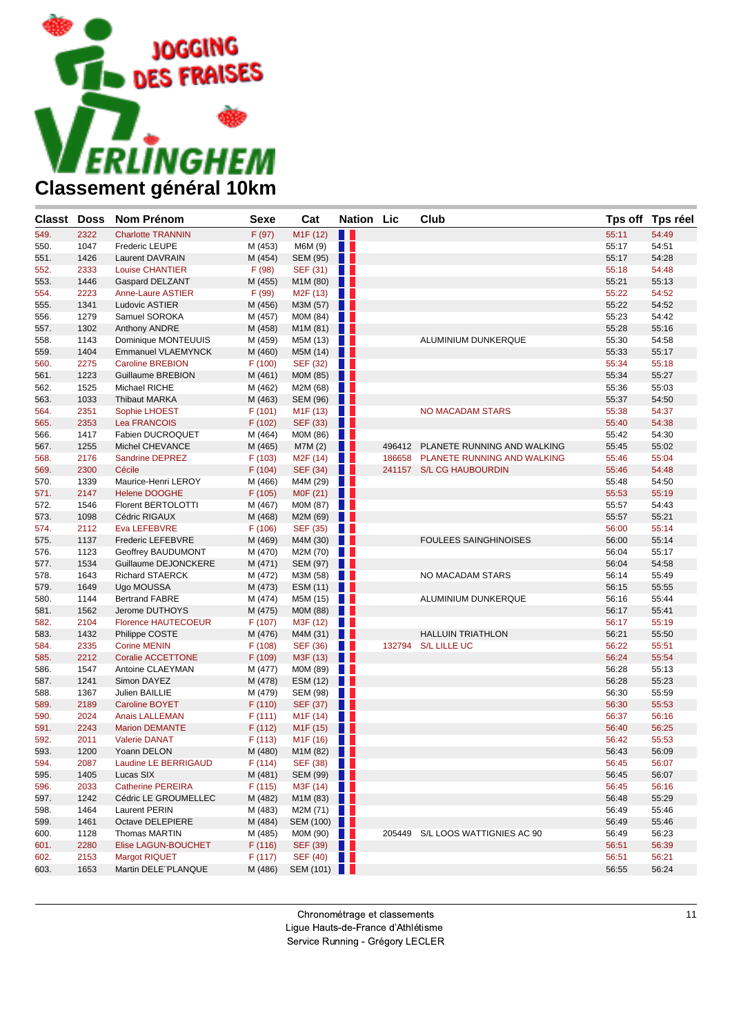JOGGING DES FRAISES

VERLINGHEM

# Classement général 10km

| Classt | Doss | Nom Prénom | Sexe | Cat | Nation | Lic | Club | Tps off | Tps réel |
|---|---|---|---|---|---|---|---|---|---|
| 549. | 2322 | Charlotte TRANNIN | F (97) | M1F (12) | | | | 55:11 | 54:49 |
| 550. | 1047 | Frederic LEUPE | M (453) | M6M (9) | | | | 55:17 | 54:51 |
| 551. | 1426 | Laurent DAVRAIN | M (454) | SEM (95) | | | | 55:17 | 54:28 |
| 552. | 2333 | Louise CHANTIER | F (98) | SEF (31) | | | | 55:18 | 54:48 |
| 553. | 1446 | Gaspard DELZANT | M (455) | M1M (80) | | | | 55:21 | 55:13 |
| 554. | 2223 | Anne-Laure ASTIER | F (99) | M2F (13) | | | | 55:22 | 54:52 |
| 555. | 1341 | Ludovic ASTIER | M (456) | M3M (57) | | | | 55:22 | 54:52 |
| 556. | 1279 | Samuel SOROKA | M (457) | M0M (84) | | | | 55:23 | 54:42 |
| 557. | 1302 | Anthony ANDRE | M (458) | M1M (81) | | | | 55:28 | 55:16 |
| 558. | 1143 | Dominique MONTEUUIS | M (459) | M5M (13) | | | ALUMINIUM DUNKERQUE | 55:30 | 54:58 |
| 559. | 1404 | Emmanuel VLAEMYNCK | M (460) | M5M (14) | | | | 55:33 | 55:17 |
| 560. | 2275 | Caroline BREBION | F (100) | SEF (32) | | | | 55:34 | 55:18 |
| 561. | 1223 | Guillaume BREBION | M (461) | M0M (85) | | | | 55:34 | 55:27 |
| 562. | 1525 | Michael RICHE | M (462) | M2M (68) | | | | 55:36 | 55:03 |
| 563. | 1033 | Thibaut MARKA | M (463) | SEM (96) | | | | 55:37 | 54:50 |
| 564. | 2351 | Sophie LHOEST | F (101) | M1F (13) | | | NO MACADAM STARS | 55:38 | 54:37 |
| 565. | 2353 | Lea FRANCOIS | F (102) | SEF (33) | | | | 55:40 | 54:38 |
| 566. | 1417 | Fabien DUCROQUET | M (464) | M0M (86) | | | | 55:42 | 54:30 |
| 567. | 1255 | Michel CHEVANCE | M (465) | M7M (2) | | 496412 | PLANETE RUNNING AND WALKING | 55:45 | 55:02 |
| 568. | 2176 | Sandrine DEPREZ | F (103) | M2F (14) | | 186658 | PLANETE RUNNING AND WALKING | 55:46 | 55:04 |
| 569. | 2300 | Cécile | F (104) | SEF (34) | | 241157 | S/L CG HAUBOURDIN | 55:46 | 54:48 |
| 570. | 1339 | Maurice-Henri LEROY | M (466) | M4M (29) | | | | 55:48 | 54:50 |
| 571. | 2147 | Helene DOOGHE | F (105) | M0F (21) | | | | 55:53 | 55:19 |
| 572. | 1546 | Florent BERTOLOTTI | M (467) | M0M (87) | | | | 55:57 | 54:43 |
| 573. | 1098 | Cédric RIGAUX | M (468) | M2M (69) | | | | 55:57 | 55:21 |
| 574. | 2112 | Eva LEFEBVRE | F (106) | SEF (35) | | | | 56:00 | 55:14 |
| 575. | 1137 | Frederic LEFEBVRE | M (469) | M4M (30) | | | FOULEES SAINGHINOISES | 56:00 | 55:14 |
| 576. | 1123 | Geoffrey BAUDUMONT | M (470) | M2M (70) | | | | 56:04 | 55:17 |
| 577. | 1534 | Guillaume DEJONCKERE | M (471) | SEM (97) | | | | 56:04 | 54:58 |
| 578. | 1643 | Richard STAERCK | M (472) | M3M (58) | | | NO MACADAM STARS | 56:14 | 55:49 |
| 579. | 1649 | Ugo MOUSSA | M (473) | ESM (11) | | | | 56:15 | 55:55 |
| 580. | 1144 | Bertrand FABRE | M (474) | M5M (15) | | | ALUMINIUM DUNKERQUE | 56:16 | 55:44 |
| 581. | 1562 | Jerome DUTHOYS | M (475) | M0M (88) | | | | 56:17 | 55:41 |
| 582. | 2104 | Florence HAUTECOEUR | F (107) | M3F (12) | | | | 56:17 | 55:19 |
| 583. | 1432 | Philippe COSTE | M (476) | M4M (31) | | | HALLUIN TRIATHLON | 56:21 | 55:50 |
| 584. | 2335 | Corine MENIN | F (108) | SEF (36) | | 132794 | S/L LILLE UC | 56:22 | 55:51 |
| 585. | 2212 | Coralie ACCETTONE | F (109) | M3F (13) | | | | 56:24 | 55:54 |
| 586. | 1547 | Antoine CLAEYMAN | M (477) | M0M (89) | | | | 56:28 | 55:13 |
| 587. | 1241 | Simon DAYEZ | M (478) | ESM (12) | | | | 56:28 | 55:23 |
| 588. | 1367 | Julien BAILLIE | M (479) | SEM (98) | | | | 56:30 | 55:59 |
| 589. | 2189 | Caroline BOYET | F (110) | SEF (37) | | | | 56:30 | 55:53 |
| 590. | 2024 | Anais LALLEMAN | F (111) | M1F (14) | | | | 56:37 | 56:16 |
| 591. | 2243 | Marion DEMANTE | F (112) | M1F (15) | | | | 56:40 | 56:25 |
| 592. | 2011 | Valerie DANAT | F (113) | M1F (16) | | | | 56:42 | 55:53 |
| 593. | 1200 | Yoann DELON | M (480) | M1M (82) | | | | 56:43 | 56:09 |
| 594. | 2087 | Laudine LE BERRIGAUD | F (114) | SEF (38) | | | | 56:45 | 56:07 |
| 595. | 1405 | Lucas SIX | M (481) | SEM (99) | | | | 56:45 | 56:07 |
| 596. | 2033 | Catherine PEREIRA | F (115) | M3F (14) | | | | 56:45 | 56:16 |
| 597. | 1242 | Cédric LE GROUMELLEC | M (482) | M1M (83) | | | | 56:48 | 55:29 |
| 598. | 1464 | Laurent PERIN | M (483) | M2M (71) | | | | 56:49 | 55:46 |
| 599. | 1461 | Octave DELEPIERE | M (484) | SEM (100) | | | | 56:49 | 55:46 |
| 600. | 1128 | Thomas MARTIN | M (485) | M0M (90) | | 205449 | S/L LOOS WATTIGNIES AC 90 | 56:49 | 56:23 |
| 601. | 2280 | Elise LAGUN-BOUCHET | F (116) | SEF (39) | | | | 56:51 | 56:39 |
| 602. | 2153 | Margot RIQUET | F (117) | SEF (40) | | | | 56:51 | 56:21 |
| 603. | 1653 | Martin DELE¨PLANQUE | M (486) | SEM (101) | | | | 56:55 | 56:24 |

Chronométrage et classements
Ligue Hauts-de-France d'Athlétisme
Service Running - Grégory LECLER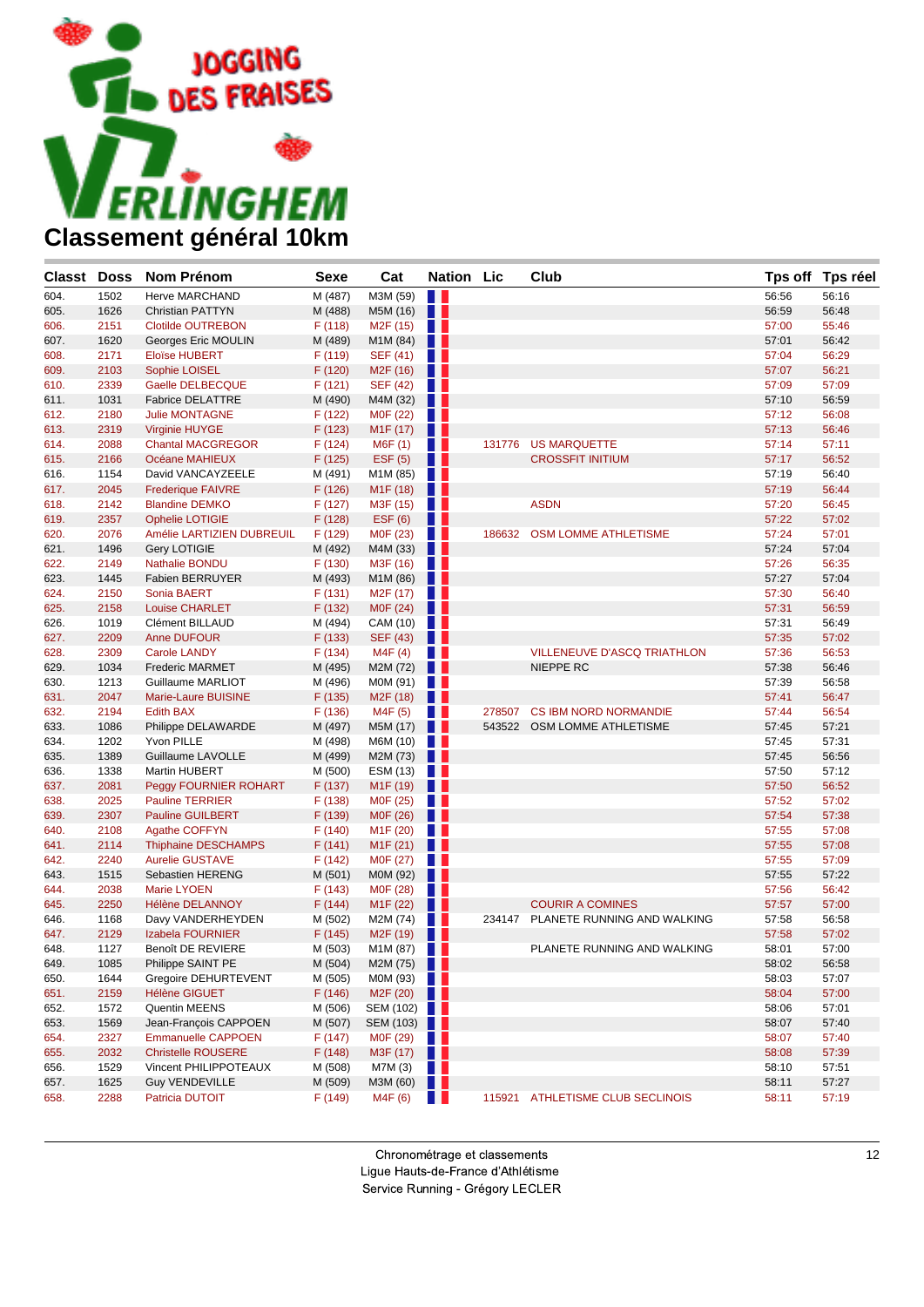JOGGING DES FRAISES VERLINGHEM

# Classement général 10km

| Classt | Doss | Nom Prénom | Sexe | Cat | Nation | Lic | Club | Tps off | Tps réel |
|---|---|---|---|---|---|---|---|---|---|
| 604. | 1502 | Herve MARCHAND | M (487) | M3M (59) | | | | 56:56 | 56:16 |
| 605. | 1626 | Christian PATTYN | M (488) | M5M (16) | | | | 56:59 | 56:48 |
| 606. | 2151 | Clotilde OUTREBON | F (118) | M2F (15) | | | | 57:00 | 55:46 |
| 607. | 1620 | Georges Eric MOULIN | M (489) | M1M (84) | | | | 57:01 | 56:42 |
| 608. | 2171 | Eloïse HUBERT | F (119) | SEF (41) | | | | 57:04 | 56:29 |
| 609. | 2103 | Sophie LOISEL | F (120) | M2F (16) | | | | 57:07 | 56:21 |
| 610. | 2339 | Gaelle DELBECQUE | F (121) | SEF (42) | | | | 57:09 | 57:09 |
| 611. | 1031 | Fabrice DELATTRE | M (490) | M4M (32) | | | | 57:10 | 56:59 |
| 612. | 2180 | Julie MONTAGNE | F (122) | M0F (22) | | | | 57:12 | 56:08 |
| 613. | 2319 | Virginie HUYGE | F (123) | M1F (17) | | | | 57:13 | 56:46 |
| 614. | 2088 | Chantal MACGREGOR | F (124) | M6F (1) | | 131776 | US MARQUETTE | 57:14 | 57:11 |
| 615. | 2166 | Océane MAHIEUX | F (125) | ESF (5) | | | CROSSFIT INITIUM | 57:17 | 56:52 |
| 616. | 1154 | David VANCAYZEELE | M (491) | M1M (85) | | | | 57:19 | 56:40 |
| 617. | 2045 | Frederique FAIVRE | F (126) | M1F (18) | | | | 57:19 | 56:44 |
| 618. | 2142 | Blandine DEMKO | F (127) | M3F (15) | | | ASDN | 57:20 | 56:45 |
| 619. | 2357 | Ophelie LOISEL | F (128) | ESF (6) | | | | 57:22 | 57:02 |
| 620. | 2076 | Amélie LARTIZIEN DUBREUIL | F (129) | M0F (23) | | 186632 | OSM LOMME ATHLETISME | 57:24 | 57:01 |
| 621. | 1496 | Gery LOTIGIE | M (492) | M4M (33) | | | | 57:24 | 57:04 |
| 622. | 2149 | Nathalie BONDU | F (130) | M3F (16) | | | | 57:26 | 56:35 |
| 623. | 1445 | Fabien BERRUYER | M (493) | M1M (86) | | | | 57:27 | 57:04 |
| 624. | 2150 | Sonia BAERT | F (131) | M2F (17) | | | | 57:30 | 56:40 |
| 625. | 2158 | Louise CHARLET | F (132) | M0F (24) | | | | 57:31 | 56:59 |
| 626. | 1019 | Clément BILLAUD | M (494) | CAM (10) | | | | 57:31 | 56:49 |
| 627. | 2209 | Anne DUFOUR | F (133) | SEF (43) | | | | 57:35 | 57:02 |
| 628. | 2309 | Carole LANDY | F (134) | M4F (4) | | | VILLENEUVE D'ASCQ TRIATHLON | 57:36 | 56:53 |
| 629. | 1034 | Frederic MARMET | M (495) | M2M (72) | | | NIEPPE RC | 57:38 | 56:46 |
| 630. | 1213 | Guillaume MARLIOT | M (496) | M0M (91) | | | | 57:39 | 56:58 |
| 631. | 2047 | Marie-Laure BUISINE | F (135) | M2F (18) | | | | 57:41 | 56:47 |
| 632. | 2194 | Edith BAX | F (136) | M4F (5) | | 278507 | CS IBM NORD NORMANDIE | 57:44 | 56:54 |
| 633. | 1086 | Philippe DELAWARDE | M (497) | M5M (17) | | 543522 | OSM LOMME ATHLETISME | 57:45 | 57:21 |
| 634. | 1202 | Yvon PILLE | M (498) | M6M (10) | | | | 57:45 | 57:31 |
| 635. | 1389 | Guillaume LAVOLLE | M (499) | M2M (73) | | | | 57:45 | 56:56 |
| 636. | 1338 | Martin HUBERT | M (500) | ESM (13) | | | | 57:50 | 57:12 |
| 637. | 2081 | Peggy FOURNIER ROHART | F (137) | M1F (19) | | | | 57:50 | 56:52 |
| 638. | 2025 | Pauline TERRIER | F (138) | M0F (25) | | | | 57:52 | 57:02 |
| 639. | 2307 | Pauline GUILBERT | F (139) | M0F (26) | | | | 57:54 | 57:38 |
| 640. | 2108 | Agathe COFFYN | F (140) | M1F (20) | | | | 57:55 | 57:08 |
| 641. | 2114 | Thiphaine DESCHAMPS | F (141) | M1F (21) | | | | 57:55 | 57:08 |
| 642. | 2240 | Aurelie GUSTAVE | F (142) | M0F (27) | | | | 57:55 | 57:09 |
| 643. | 1515 | Sebastien HERENG | M (501) | M0M (92) | | | | 57:55 | 57:22 |
| 644. | 2038 | Marie LYOEN | F (143) | M0F (28) | | | | 57:56 | 56:42 |
| 645. | 2250 | Hélène DELANNOY | F (144) | M1F (22) | | | COURIR A COMINES | 57:57 | 57:00 |
| 646. | 1168 | Davy VANDERHEYDEN | M (502) | M2M (74) | | 234147 | PLANETE RUNNING AND WALKING | 57:58 | 56:58 |
| 647. | 2129 | Izabela FOURNIER | F (145) | M2F (19) | | | | 57:58 | 57:02 |
| 648. | 1127 | Benoît DE REVIERE | M (503) | M1M (87) | | | PLANETE RUNNING AND WALKING | 58:01 | 57:00 |
| 649. | 1085 | Philippe SAINT PE | M (504) | M2M (75) | | | | 58:02 | 56:58 |
| 650. | 1644 | Gregoire DEHURTEVENT | M (505) | M0M (93) | | | | 58:03 | 57:07 |
| 651. | 2159 | Hélène GIGUET | F (146) | M2F (20) | | | | 58:04 | 57:00 |
| 652. | 1572 | Quentin MEENS | M (506) | SEM (102) | | | | 58:06 | 57:01 |
| 653. | 1569 | Jean-François CAPPOEN | M (507) | SEM (103) | | | | 58:07 | 57:40 |
| 654. | 2327 | Emmanuelle CAPPOEN | F (147) | M0F (29) | | | | 58:07 | 57:40 |
| 655. | 2032 | Christelle ROUSERE | F (148) | M3F (17) | | | | 58:08 | 57:39 |
| 656. | 1529 | Vincent PHILIPPOTEAUX | M (508) | M7M (3) | | | | 58:10 | 57:51 |
| 657. | 1625 | Guy VENDEVILLE | M (509) | M3M (60) | | | | 58:11 | 57:27 |
| 658. | 2288 | Patricia DUTOIT | F (149) | M4F (6) | | 115921 | ATHLETISME CLUB SECLINOIS | 58:11 | 57:19 |

Chronométrage et classements
Ligue Hauts-de-France d'Athlétisme
Service Running - Grégory LECLER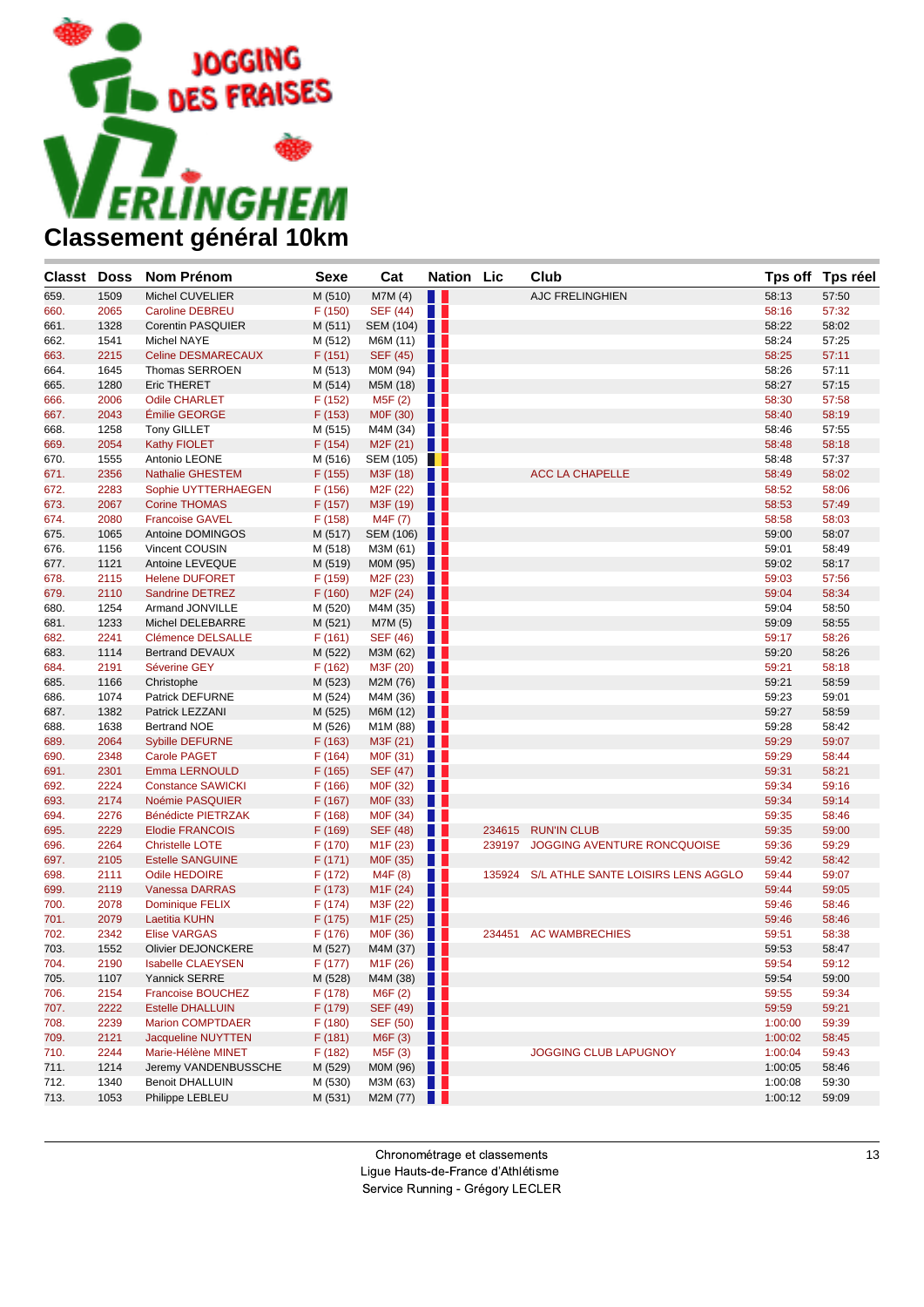JOGGING DES FRAISES VERLINGHEM

# Classement général 10km

| Classt | Doss | Nom Prénom | Sexe | Cat | Nation | Lic | Club | Tps off | Tps réel |
|---|---|---|---|---|---|---|---|---|---|
| 659. | 1509 | Michel CUVELIER | M (510) | M7M (4) | | | AJC FRELINGHIEN | 58:13 | 57:50 |
| 660. | 2065 | Caroline DEBREU | F (150) | SEF (44) | | | | 58:16 | 57:32 |
| 661. | 1328 | Corentin PASQUIER | M (511) | SEM (104) | | | | 58:22 | 58:02 |
| 662. | 1541 | Michel NAYE | M (512) | M6M (11) | | | | 58:24 | 57:25 |
| 663. | 2215 | Celine DESMARECAUX | F (151) | SEF (45) | | | | 58:25 | 57:11 |
| 664. | 1645 | Thomas SERROEN | M (513) | M0M (94) | | | | 58:26 | 57:11 |
| 665. | 1280 | Eric THERET | M (514) | M5M (18) | | | | 58:27 | 57:15 |
| 666. | 2006 | Odile CHARLET | F (152) | M5F (2) | | | | 58:30 | 57:58 |
| 667. | 2043 | Émilie GEORGE | F (153) | M0F (30) | | | | 58:40 | 58:19 |
| 668. | 1258 | Tony GILLET | M (515) | M4M (34) | | | | 58:46 | 57:55 |
| 669. | 2054 | Kathy FIOLET | F (154) | M2F (21) | | | | 58:48 | 58:18 |
| 670. | 1555 | Antonio LEONE | M (516) | SEM (105) | | | | 58:48 | 57:37 |
| 671. | 2356 | Nathalie GHESTEM | F (155) | M3F (18) | | | ACC LA CHAPELLE | 58:49 | 58:02 |
| 672. | 2283 | Sophie UYTTERHAEGEN | F (156) | M2F (22) | | | | 58:52 | 58:06 |
| 673. | 2067 | Corine THOMAS | F (157) | M3F (19) | | | | 58:53 | 57:49 |
| 674. | 2080 | Francoise GAVEL | F (158) | M4F (7) | | | | 58:58 | 58:03 |
| 675. | 1065 | Antoine DOMINGOS | M (517) | SEM (106) | | | | 59:00 | 58:07 |
| 676. | 1156 | Vincent COUSIN | M (518) | M3M (61) | | | | 59:01 | 58:49 |
| 677. | 1121 | Antoine LEVEQUE | M (519) | M0M (95) | | | | 59:02 | 58:17 |
| 678. | 2115 | Helene DUFORET | F (159) | M2F (23) | | | | 59:03 | 57:56 |
| 679. | 2110 | Sandrine DETREZ | F (160) | M2F (24) | | | | 59:04 | 58:34 |
| 680. | 1254 | Armand JONVILLE | M (520) | M4M (35) | | | | 59:04 | 58:50 |
| 681. | 1233 | Michel DELEBARRE | M (521) | M7M (5) | | | | 59:09 | 58:55 |
| 682. | 2241 | Clémence DELSALLE | F (161) | SEF (46) | | | | 59:17 | 58:26 |
| 683. | 1114 | Bertrand DEVAUX | M (522) | M3M (62) | | | | 59:20 | 58:26 |
| 684. | 2191 | Séverine GEY | F (162) | M3F (20) | | | | 59:21 | 58:18 |
| 685. | 1166 | Christophe | M (523) | M2M (76) | | | | 59:21 | 58:59 |
| 686. | 1074 | Patrick DEFURNE | M (524) | M4M (36) | | | | 59:23 | 59:01 |
| 687. | 1382 | Patrick LEZZANI | M (525) | M6M (12) | | | | 59:27 | 58:59 |
| 688. | 1638 | Bertrand NOE | M (526) | M1M (88) | | | | 59:28 | 58:42 |
| 689. | 2064 | Sybille DEFURNE | F (163) | M3F (21) | | | | 59:29 | 59:07 |
| 690. | 2348 | Carole PAGET | F (164) | M0F (31) | | | | 59:29 | 58:44 |
| 691. | 2301 | Emma LERNOULD | F (165) | SEF (47) | | | | 59:31 | 58:21 |
| 692. | 2224 | Constance SAWICKI | F (166) | M0F (32) | | | | 59:34 | 59:16 |
| 693. | 2174 | Noémie PASQUIER | F (167) | M0F (33) | | | | 59:34 | 59:14 |
| 694. | 2276 | Bénédicte PIETRZAK | F (168) | M0F (34) | | | | 59:35 | 58:46 |
| 695. | 2229 | Elodie FRANCOIS | F (169) | SEF (48) | | 234615 | RUN'IN CLUB | 59:35 | 59:00 |
| 696. | 2264 | Christelle LOTE | F (170) | M1F (23) | | 239197 | JOGGING AVENTURE RONCQUOISE | 59:36 | 59:29 |
| 697. | 2105 | Estelle SANGUINE | F (171) | M0F (35) | | | | 59:42 | 58:42 |
| 698. | 2111 | Odile HEDOIRE | F (172) | M4F (8) | | 135924 | S/L ATHLE SANTE LOISIRS LENS AGGLO | 59:44 | 59:07 |
| 699. | 2119 | Vanessa DARRAS | F (173) | M1F (24) | | | | 59:44 | 59:05 |
| 700. | 2078 | Dominique FELIX | F (174) | M3F (22) | | | | 59:46 | 58:46 |
| 701. | 2079 | Laetitia KUHN | F (175) | M1F (25) | | | | 59:46 | 58:46 |
| 702. | 2342 | Elise VARGAS | F (176) | M0F (36) | | 234451 | AC WAMBRECHIES | 59:51 | 58:38 |
| 703. | 1552 | Olivier DEJONCKERE | M (527) | M4M (37) | | | | 59:53 | 58:47 |
| 704. | 2190 | Isabelle CLAEYSEN | F (177) | M1F (26) | | | | 59:54 | 59:12 |
| 705. | 1107 | Yannick SERRE | M (528) | M4M (38) | | | | 59:54 | 59:00 |
| 706. | 2154 | Francoise BOUCHEZ | F (178) | M6F (2) | | | | 59:55 | 59:34 |
| 707. | 2222 | Estelle DHALLUIN | F (179) | SEF (49) | | | | 59:59 | 59:21 |
| 708. | 2239 | Marion COMPTDAER | F (180) | SEF (50) | | | | 1:00:00 | 59:39 |
| 709. | 2121 | Jacqueline NUYTTEN | F (181) | M6F (3) | | | | 1:00:02 | 58:45 |
| 710. | 2244 | Marie-Hélène MINET | F (182) | M5F (3) | | | JOGGING CLUB LAPUGNOY | 1:00:04 | 59:43 |
| 711. | 1214 | Jeremy VANDENBUSSCHE | M (529) | M0M (96) | | | | 1:00:05 | 58:46 |
| 712. | 1340 | Benoit DHALLUIN | M (530) | M3M (63) | | | | 1:00:08 | 59:30 |
| 713. | 1053 | Philippe LEBLEU | M (531) | M2M (77) | | | | 1:00:12 | 59:09 |

Chronométrage et classements
Ligue Hauts-de-France d'Athlétisme
Service Running - Grégory LECLER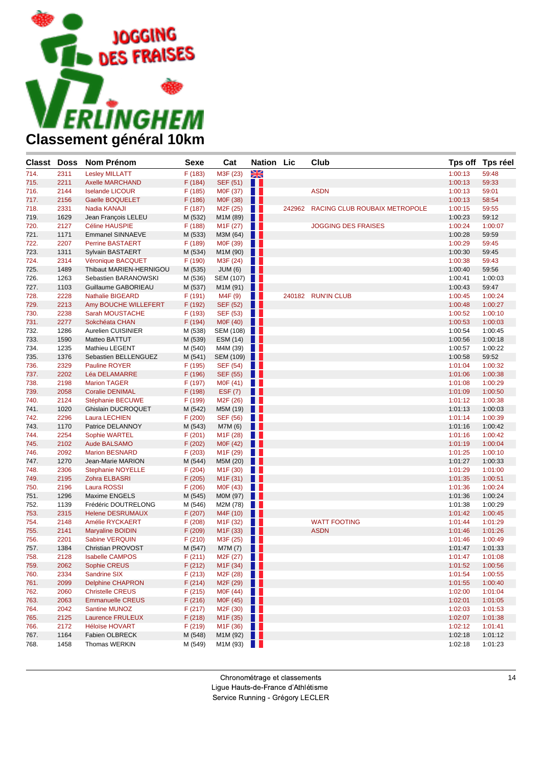# Classement général 10km

| Classt | Doss | Nom Prénom | Sexe | Cat | Nation | Lic | Club | Tps off | Tps réel |
|---|---|---|---|---|---|---|---|---|---|
| 714. | 2311 | Lesley MILLATT | F (183) | M3F (23) | | | | 1:00:13 | 59:48 |
| 715. | 2211 | Axelle MARCHAND | F (184) | SEF (51) | | | | 1:00:13 | 59:33 |
| 716. | 2144 | Iselande LICOUR | F (185) | M0F (37) | | | ASDN | 1:00:13 | 59:01 |
| 717. | 2156 | Gaelle BOQUELET | F (186) | M0F (38) | | | | 1:00:13 | 58:54 |
| 718. | 2331 | Nadia KANAJI | F (187) | M2F (25) | | 242962 | RACING CLUB ROUBAIX METROPOLE | 1:00:15 | 59:55 |
| 719. | 1629 | Jean François LELEU | M (532) | M1M (89) | | | | 1:00:23 | 59:12 |
| 720. | 2127 | Céline HAUSPIE | F (188) | M1F (27) | | | JOGGING DES FRAISES | 1:00:24 | 1:00:07 |
| 721. | 1171 | Emmanel SINNAEVE | M (533) | M3M (64) | | | | 1:00:28 | 59:59 |
| 722. | 2207 | Perrine BASTAERT | F (189) | M0F (39) | | | | 1:00:29 | 59:45 |
| 723. | 1311 | Sylvain BASTAERT | M (534) | M1M (90) | | | | 1:00:30 | 59:45 |
| 724. | 2314 | Véronique BACQUET | F (190) | M3F (24) | | | | 1:00:38 | 59:43 |
| 725. | 1489 | Thibaut MARIEN-HERNIGOU | M (535) | JUM (6) | | | | 1:00:40 | 59:56 |
| 726. | 1263 | Sebastien BARANOWSKI | M (536) | SEM (107) | | | | 1:00:41 | 1:00:03 |
| 727. | 1103 | Guillaume GABORIEAU | M (537) | M1M (91) | | | | 1:00:43 | 59:47 |
| 728. | 2228 | Nathalie BIGEARD | F (191) | M4F (9) | | 240182 | RUN'IN CLUB | 1:00:45 | 1:00:24 |
| 729. | 2213 | Amy BOUCHE WILLEFERT | F (192) | SEF (52) | | | | 1:00:48 | 1:00:27 |
| 730. | 2238 | Sarah MOUSTACHE | F (193) | SEF (53) | | | | 1:00:52 | 1:00:10 |
| 731. | 2277 | Sokchéata CHAN | F (194) | M0F (40) | | | | 1:00:53 | 1:00:03 |
| 732. | 1286 | Aurelien CUISINIER | M (538) | SEM (108) | | | | 1:00:54 | 1:00:45 |
| 733. | 1590 | Matteo BATTUT | M (539) | ESM (14) | | | | 1:00:56 | 1:00:18 |
| 734. | 1235 | Mathieu LEGENT | M (540) | M4M (39) | | | | 1:00:57 | 1:00:22 |
| 735. | 1376 | Sebastien BELLENGUEZ | M (541) | SEM (109) | | | | 1:00:58 | 59:52 |
| 736. | 2329 | Pauline ROYER | F (195) | SEF (54) | | | | 1:01:04 | 1:00:32 |
| 737. | 2202 | Léa DELAMARRE | F (196) | SEF (55) | | | | 1:01:06 | 1:00:38 |
| 738. | 2198 | Marion TAGER | F (197) | M0F (41) | | | | 1:01:08 | 1:00:29 |
| 739. | 2058 | Coralie DENIMAL | F (198) | ESF (7) | | | | 1:01:09 | 1:00:50 |
| 740. | 2124 | Stéphanie BECUWE | F (199) | M2F (26) | | | | 1:01:12 | 1:00:38 |
| 741. | 1020 | Ghislain DUCROQUET | M (542) | M5M (19) | | | | 1:01:13 | 1:00:03 |
| 742. | 2296 | Laura LECHIEN | F (200) | SEF (56) | | | | 1:01:14 | 1:00:39 |
| 743. | 1170 | Patrice DELANNOY | M (543) | M7M (6) | | | | 1:01:16 | 1:00:42 |
| 744. | 2254 | Sophie WARTEL | F (201) | M1F (28) | | | | 1:01:16 | 1:00:42 |
| 745. | 2102 | Aude BALSAMO | F (202) | M0F (42) | | | | 1:01:19 | 1:00:04 |
| 746. | 2092 | Marion BESNARD | F (203) | M1F (29) | | | | 1:01:25 | 1:00:10 |
| 747. | 1270 | Jean-Marie MARION | M (544) | M5M (20) | | | | 1:01:27 | 1:00:33 |
| 748. | 2306 | Stephanie NOYELLE | F (204) | M1F (30) | | | | 1:01:29 | 1:01:00 |
| 749. | 2195 | Zohra ELBASRI | F (205) | M1F (31) | | | | 1:01:35 | 1:00:51 |
| 750. | 2196 | Laura ROSSI | F (206) | M0F (43) | | | | 1:01:36 | 1:00:24 |
| 751. | 1296 | Maxime ENGELS | M (545) | M0M (97) | | | | 1:01:36 | 1:00:24 |
| 752. | 1139 | Frédéric DOUTRELONG | M (546) | M2M (78) | | | | 1:01:38 | 1:00:29 |
| 753. | 2315 | Helene DESRUMAUX | F (207) | M4F (10) | | | | 1:01:42 | 1:00:45 |
| 754. | 2148 | Amélie RYCKAERT | F (208) | M1F (32) | | | WATT FOOTING | 1:01:44 | 1:01:29 |
| 755. | 2141 | Maryaline BOIDIN | F (209) | M1F (33) | | | ASDN | 1:01:46 | 1:01:26 |
| 756. | 2201 | Sabine VERQUIN | F (210) | M3F (25) | | | | 1:01:46 | 1:00:49 |
| 757. | 1384 | Christian PROVOST | M (547) | M7M (7) | | | | 1:01:47 | 1:01:33 |
| 758. | 2128 | Isabelle CAMPOS | F (211) | M2F (27) | | | | 1:01:47 | 1:01:08 |
| 759. | 2062 | Sophie CREUS | F (212) | M1F (34) | | | | 1:01:52 | 1:00:56 |
| 760. | 2334 | Sandrine SIX | F (213) | M2F (28) | | | | 1:01:54 | 1:00:55 |
| 761. | 2099 | Delphine CHAPRON | F (214) | M2F (29) | | | | 1:01:55 | 1:00:40 |
| 762. | 2060 | Christelle CREUS | F (215) | M0F (44) | | | | 1:02:00 | 1:01:04 |
| 763. | 2063 | Emmanuelle CREUS | F (216) | M0F (45) | | | | 1:02:01 | 1:01:05 |
| 764. | 2042 | Santine MUNOZ | F (217) | M2F (30) | | | | 1:02:03 | 1:01:53 |
| 765. | 2125 | Laurence FRULEUX | F (218) | M1F (35) | | | | 1:02:07 | 1:01:38 |
| 766. | 2172 | Héloïse HOVART | F (219) | M1F (36) | | | | 1:02:12 | 1:01:41 |
| 767. | 1164 | Fabien OLBRECK | M (548) | M1M (92) | | | | 1:02:18 | 1:01:12 |
| 768. | 1458 | Thomas WERKIN | M (549) | M1M (93) | | | | 1:02:18 | 1:01:23 |

Chronométrage et classements
Ligue Hauts-de-France d'Athlétisme
Service Running - Grégory LECLER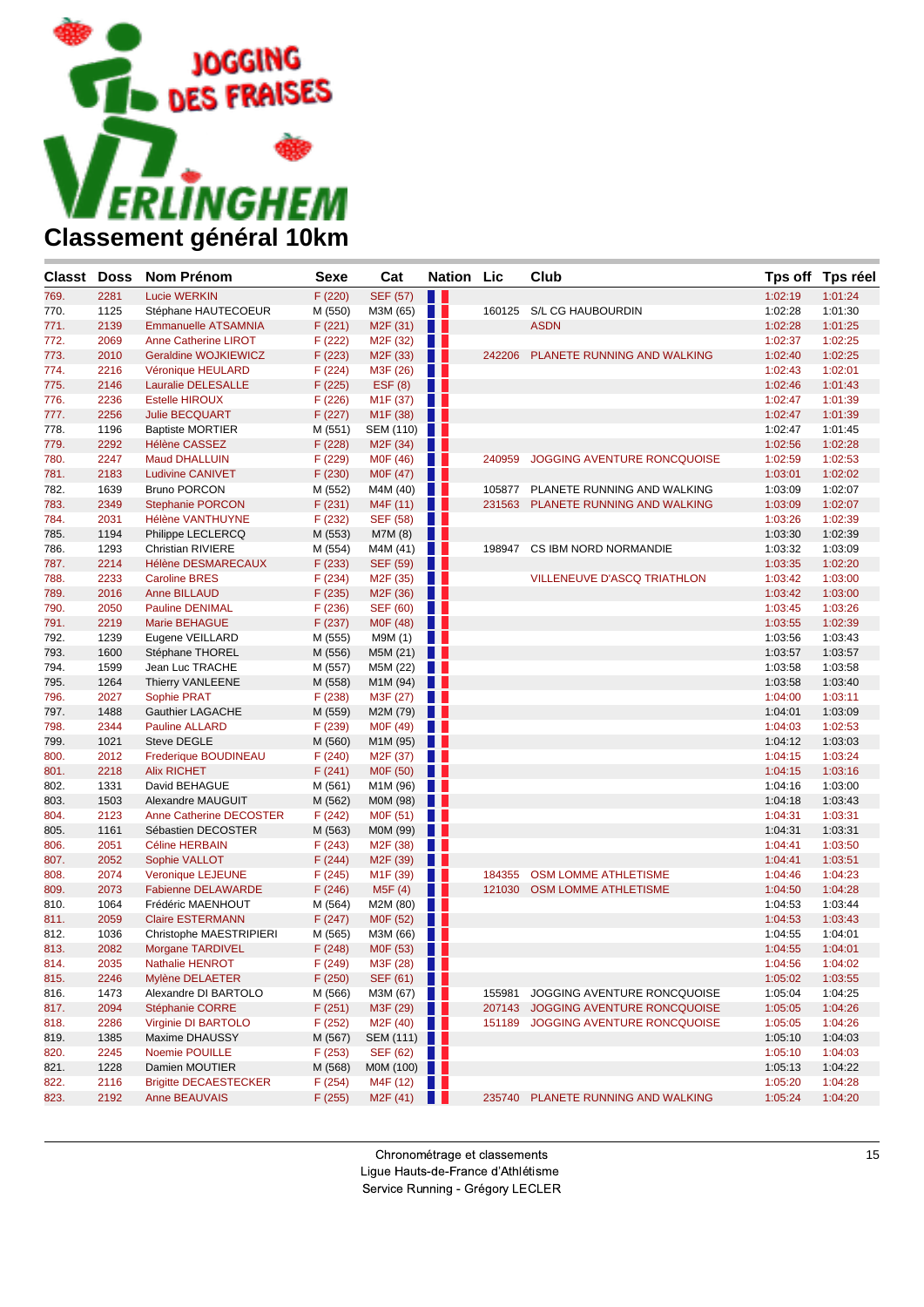# Classement général 10km

| Classt | Doss | Nom Prénom | Sexe | Cat | Nation | Lic | Club | Tps off | Tps réel |
|---|---|---|---|---|---|---|---|---|---|
| 769. | 2281 | Lucie WERKIN | F (220) | SEF (57) | | | | 1:02:19 | 1:01:24 |
| 770. | 1125 | Stéphane HAUTECOEUR | M (550) | M3M (65) | | 160125 | S/L CG HAUBOURDIN | 1:02:28 | 1:01:30 |
| 771. | 2139 | Emmanuelle ATSAMNIA | F (221) | M2F (31) | | | ASDN | 1:02:28 | 1:01:25 |
| 772. | 2069 | Anne Catherine LIROT | F (222) | M2F (32) | | | | 1:02:37 | 1:02:25 |
| 773. | 2010 | Geraldine WOJKIEWICZ | F (223) | M2F (33) | | 242206 | PLANETE RUNNING AND WALKING | 1:02:40 | 1:02:25 |
| 774. | 2216 | Véronique HEULARD | F (224) | M3F (26) | | | | 1:02:43 | 1:02:01 |
| 775. | 2146 | Lauralie DELESALLE | F (225) | ESF (8) | | | | 1:02:46 | 1:01:43 |
| 776. | 2236 | Estelle HIROUX | F (226) | M1F (37) | | | | 1:02:47 | 1:01:39 |
| 777. | 2256 | Julie BECQUART | F (227) | M1F (38) | | | | 1:02:47 | 1:01:39 |
| 778. | 1196 | Baptiste MORTIER | M (551) | SEM (110) | | | | 1:02:47 | 1:01:45 |
| 779. | 2292 | Hélène CASSEZ | F (228) | M2F (34) | | | | 1:02:56 | 1:02:28 |
| 780. | 2247 | Maud DHALLUIN | F (229) | M0F (46) | | 240959 | JOGGING AVENTURE RONCQUOISE | 1:02:59 | 1:02:53 |
| 781. | 2183 | Ludivine CANIVET | F (230) | M0F (47) | | | | 1:03:01 | 1:02:02 |
| 782. | 1639 | Bruno PORCON | M (552) | M4M (40) | | 105877 | PLANETE RUNNING AND WALKING | 1:03:09 | 1:02:07 |
| 783. | 2349 | Stephanie PORCON | F (231) | M4F (11) | | 231563 | PLANETE RUNNING AND WALKING | 1:03:09 | 1:02:07 |
| 784. | 2031 | Hélène VANTHUYNE | F (232) | SEF (58) | | | | 1:03:26 | 1:02:39 |
| 785. | 1194 | Philippe LECLERCQ | M (553) | M7M (8) | | | | 1:03:30 | 1:02:39 |
| 786. | 1293 | Christian RIVIERE | M (554) | M4M (41) | | 198947 | CS IBM NORD NORMANDIE | 1:03:32 | 1:03:09 |
| 787. | 2214 | Hélène DESMARECAUX | F (233) | SEF (59) | | | | 1:03:35 | 1:02:20 |
| 788. | 2233 | Caroline BRES | F (234) | M2F (35) | | | VILLENEUVE D'ASCQ TRIATHLON | 1:03:42 | 1:03:00 |
| 789. | 2016 | Anne BILLAUD | F (235) | M2F (36) | | | | 1:03:42 | 1:03:00 |
| 790. | 2050 | Pauline DENIMAL | F (236) | SEF (60) | | | | 1:03:45 | 1:03:26 |
| 791. | 2219 | Marie BEHAGUE | F (237) | M0F (48) | | | | 1:03:55 | 1:02:39 |
| 792. | 1239 | Eugene VEILLARD | M (555) | M9M (1) | | | | 1:03:56 | 1:03:43 |
| 793. | 1600 | Stéphane THOREL | M (556) | M5M (21) | | | | 1:03:57 | 1:03:57 |
| 794. | 1599 | Jean Luc TRACHE | M (557) | M5M (22) | | | | 1:03:58 | 1:03:58 |
| 795. | 1264 | Thierry VANLEENE | M (558) | M1M (94) | | | | 1:03:58 | 1:03:40 |
| 796. | 2027 | Sophie PRAT | F (238) | M3F (27) | | | | 1:04:00 | 1:03:11 |
| 797. | 1488 | Gauthier LAGACHE | M (559) | M2M (79) | | | | 1:04:01 | 1:03:09 |
| 798. | 2344 | Pauline ALLARD | F (239) | M0F (49) | | | | 1:04:03 | 1:02:53 |
| 799. | 1021 | Steve DEGLE | M (560) | M1M (95) | | | | 1:04:12 | 1:03:03 |
| 800. | 2012 | Frederique BOUDINEAU | F (240) | M2F (37) | | | | 1:04:15 | 1:03:24 |
| 801. | 2218 | Alix RICHET | F (241) | M0F (50) | | | | 1:04:15 | 1:03:16 |
| 802. | 1331 | David BEHAGUE | M (561) | M1M (96) | | | | 1:04:16 | 1:03:00 |
| 803. | 1503 | Alexandre MAUGUIT | M (562) | M0M (98) | | | | 1:04:18 | 1:03:43 |
| 804. | 2123 | Anne Catherine DECOSTER | F (242) | M0F (51) | | | | 1:04:31 | 1:03:31 |
| 805. | 1161 | Sébastien DECOSTER | M (563) | M0M (99) | | | | 1:04:31 | 1:03:31 |
| 806. | 2051 | Céline HERBAIN | F (243) | M2F (38) | | | | 1:04:41 | 1:03:50 |
| 807. | 2052 | Sophie VALLOT | F (244) | M2F (39) | | | | 1:04:41 | 1:03:51 |
| 808. | 2074 | Veronique LEJEUNE | F (245) | M1F (39) | | 184355 | OSM LOMME ATHLETISME | 1:04:46 | 1:04:23 |
| 809. | 2073 | Fabienne DELAWARDE | F (246) | M5F (4) | | 121030 | OSM LOMME ATHLETISME | 1:04:50 | 1:04:28 |
| 810. | 1064 | Frédéric MAENHOUT | M (564) | M2M (80) | | | | 1:04:53 | 1:03:44 |
| 811. | 2059 | Claire ESTERMANN | F (247) | M0F (52) | | | | 1:04:53 | 1:03:43 |
| 812. | 1036 | Christophe MAESTRIPIERI | M (565) | M3M (66) | | | | 1:04:55 | 1:04:01 |
| 813. | 2082 | Morgane TARDIVEL | F (248) | M0F (53) | | | | 1:04:55 | 1:04:01 |
| 814. | 2035 | Nathalie HENROT | F (249) | M3F (28) | | | | 1:04:56 | 1:04:02 |
| 815. | 2246 | Mylène DELAETER | F (250) | SEF (61) | | | | 1:05:02 | 1:03:55 |
| 816. | 1473 | Alexandre DI BARTOLO | M (566) | M3M (67) | | 155981 | JOGGING AVENTURE RONCQUOISE | 1:05:04 | 1:04:25 |
| 817. | 2094 | Stéphanie CORRE | F (251) | M3F (29) | | 207143 | JOGGING AVENTURE RONCQUOISE | 1:05:05 | 1:04:26 |
| 818. | 2286 | Virginie DI BARTOLO | F (252) | M2F (40) | | 151189 | JOGGING AVENTURE RONCQUOISE | 1:05:05 | 1:04:26 |
| 819. | 1385 | Maxime DHAUSSY | M (567) | SEM (111) | | | | 1:05:10 | 1:04:03 |
| 820. | 2245 | Noemie POUILLE | F (253) | SEF (62) | | | | 1:05:10 | 1:04:03 |
| 821. | 1228 | Damien MOUTIER | M (568) | M0M (100) | | | | 1:05:13 | 1:04:22 |
| 822. | 2116 | Brigitte DECAESTECKER | F (254) | M4F (12) | | | | 1:05:20 | 1:04:28 |
| 823. | 2192 | Anne BEAUVAIS | F (255) | M2F (41) | | 235740 | PLANETE RUNNING AND WALKING | 1:05:24 | 1:04:20 |

Chronométrage et classements
Ligue Hauts-de-France d'Athlétisme
Service Running - Grégory LECLER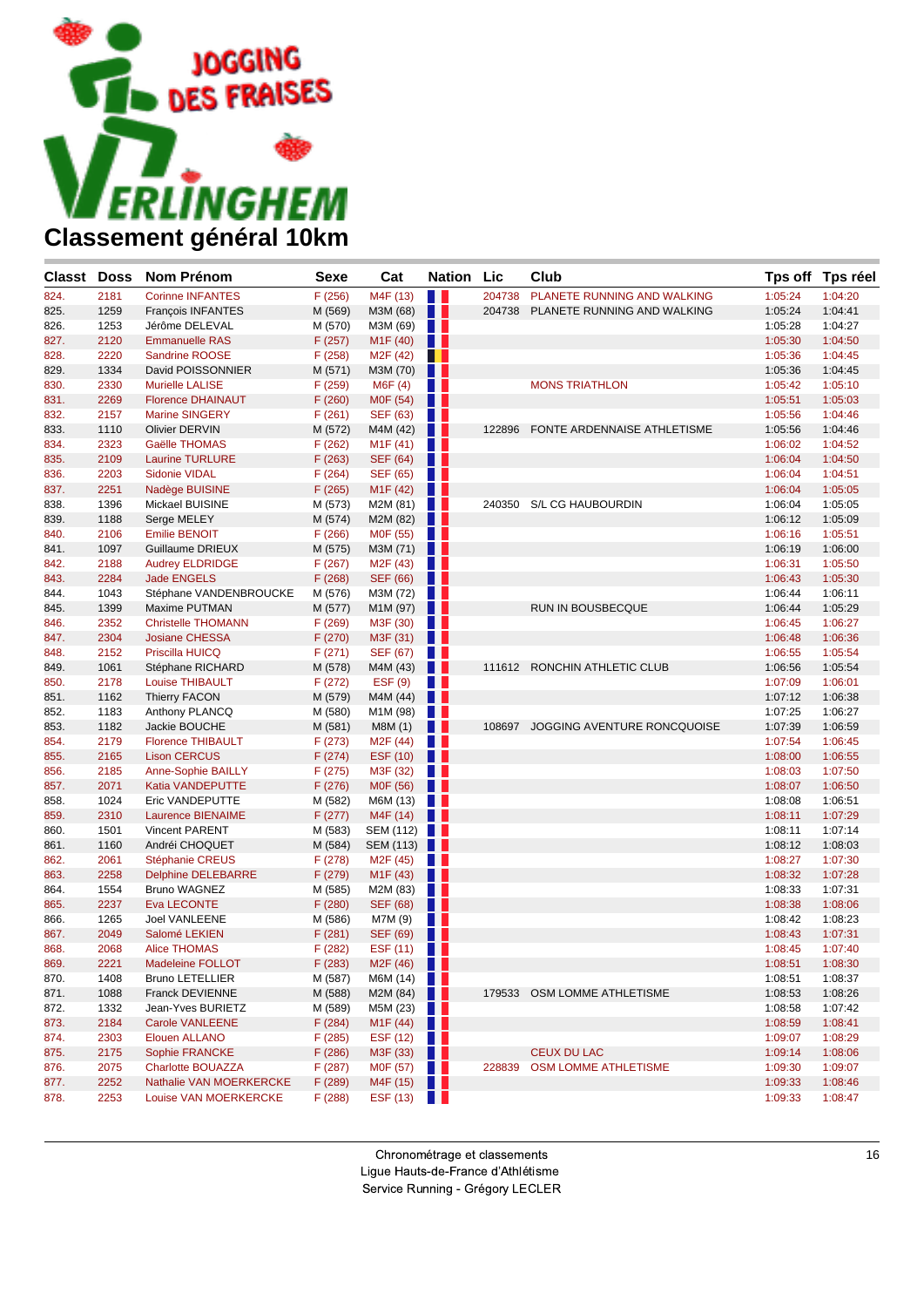# Classement général 10km

| Classt | Doss | Nom Prénom | Sexe | Cat | Nation | Lic | Club | Tps off | Tps réel |
|---|---|---|---|---|---|---|---|---|---|
| 824. | 2181 | Corinne INFANTES | F (256) | M4F (13) | | 204738 | PLANETE RUNNING AND WALKING | 1:05:24 | 1:04:20 |
| 825. | 1259 | François INFANTES | M (569) | M3M (68) | | 204738 | PLANETE RUNNING AND WALKING | 1:05:24 | 1:04:41 |
| 826. | 1253 | Jérôme DELEVAL | M (570) | M3M (69) | | | | 1:05:28 | 1:04:27 |
| 827. | 2120 | Emmanuelle RAS | F (257) | M1F (40) | | | | 1:05:30 | 1:04:50 |
| 828. | 2220 | Sandrine ROOSE | F (258) | M2F (42) | | | | 1:05:36 | 1:04:45 |
| 829. | 1334 | David POISSONNIER | M (571) | M3M (70) | | | | 1:05:36 | 1:04:45 |
| 830. | 2330 | Murielle LALISE | F (259) | M6F (4) | | | MONS TRIATHLON | 1:05:42 | 1:05:10 |
| 831. | 2269 | Florence DHAINAUT | F (260) | M0F (54) | | | | 1:05:51 | 1:05:03 |
| 832. | 2157 | Marine SINGERY | F (261) | SEF (63) | | | | 1:05:56 | 1:04:46 |
| 833. | 1110 | Olivier DERVIN | M (572) | M4M (42) | | 122896 | FONTE ARDENNAISE ATHLETISME | 1:05:56 | 1:04:46 |
| 834. | 2323 | Gaëlle THOMAS | F (262) | M1F (41) | | | | 1:06:02 | 1:04:52 |
| 835. | 2109 | Laurine TURLURE | F (263) | SEF (64) | | | | 1:06:04 | 1:04:50 |
| 836. | 2203 | Sidonie VIDAL | F (264) | SEF (65) | | | | 1:06:04 | 1:04:51 |
| 837. | 2251 | Nadège BUISINE | F (265) | M1F (42) | | | | 1:06:04 | 1:05:05 |
| 838. | 1396 | Mickael BUISINE | M (573) | M2M (81) | | 240350 | S/L CG HAUBOURDIN | 1:06:04 | 1:05:05 |
| 839. | 1188 | Serge MELEY | M (574) | M2M (82) | | | | 1:06:12 | 1:05:09 |
| 840. | 2106 | Emilie BENOIT | F (266) | M0F (55) | | | | 1:06:16 | 1:05:51 |
| 841. | 1097 | Guillaume DRIEUX | M (575) | M3M (71) | | | | 1:06:19 | 1:06:00 |
| 842. | 2188 | Audrey ELDRIDGE | F (267) | M2F (43) | | | | 1:06:31 | 1:05:50 |
| 843. | 2284 | Jade ENGELS | F (268) | SEF (66) | | | | 1:06:43 | 1:05:30 |
| 844. | 1043 | Stéphane VANDENBROUCKE | M (576) | M3M (72) | | | | 1:06:44 | 1:06:11 |
| 845. | 1399 | Maxime PUTMAN | M (577) | M1M (97) | | | RUN IN BOUSBECQUE | 1:06:44 | 1:05:29 |
| 846. | 2352 | Christelle THOMANN | F (269) | M3F (30) | | | | 1:06:45 | 1:06:27 |
| 847. | 2304 | Josiane CHESSA | F (270) | M3F (31) | | | | 1:06:48 | 1:06:36 |
| 848. | 2152 | Priscilla HUICQ | F (271) | SEF (67) | | | | 1:06:55 | 1:05:54 |
| 849. | 1061 | Stéphane RICHARD | M (578) | M4M (43) | | 111612 | RONCHIN ATHLETIC CLUB | 1:06:56 | 1:05:54 |
| 850. | 2178 | Louise THIBAULT | F (272) | ESF (9) | | | | 1:07:09 | 1:06:01 |
| 851. | 1162 | Thierry FACON | M (579) | M4M (44) | | | | 1:07:12 | 1:06:38 |
| 852. | 1183 | Anthony PLANCQ | M (580) | M1M (98) | | | | 1:07:25 | 1:06:27 |
| 853. | 1182 | Jackie BOUCHE | M (581) | M8M (1) | | 108697 | JOGGING AVENTURE RONCQUOISE | 1:07:39 | 1:06:59 |
| 854. | 2179 | Florence THIBAULT | F (273) | M2F (44) | | | | 1:07:54 | 1:06:45 |
| 855. | 2165 | Lison CERCUS | F (274) | ESF (10) | | | | 1:08:00 | 1:06:55 |
| 856. | 2185 | Anne-Sophie BAILLY | F (275) | M3F (32) | | | | 1:08:03 | 1:07:50 |
| 857. | 2071 | Katia VANDEPUTTE | F (276) | M0F (56) | | | | 1:08:07 | 1:06:50 |
| 858. | 1024 | Eric VANDEPUTTE | M (582) | M6M (13) | | | | 1:08:08 | 1:06:51 |
| 859. | 2310 | Laurence BIENAIME | F (277) | M4F (14) | | | | 1:08:11 | 1:07:29 |
| 860. | 1501 | Vincent PARENT | M (583) | SEM (112) | | | | 1:08:11 | 1:07:14 |
| 861. | 1160 | Andréi CHOQUET | M (584) | SEM (113) | | | | 1:08:12 | 1:08:03 |
| 862. | 2061 | Stéphanie CREUS | F (278) | M2F (45) | | | | 1:08:27 | 1:07:30 |
| 863. | 2258 | Delphine DELEBARRE | F (279) | M1F (43) | | | | 1:08:32 | 1:07:28 |
| 864. | 1554 | Bruno WAGNEZ | M (585) | M2M (83) | | | | 1:08:33 | 1:07:31 |
| 865. | 2237 | Eva LECONTE | F (280) | SEF (68) | | | | 1:08:38 | 1:08:06 |
| 866. | 1265 | Joel VANLEENE | M (586) | M7M (9) | | | | 1:08:42 | 1:08:23 |
| 867. | 2049 | Salomé LEKIEN | F (281) | SEF (69) | | | | 1:08:43 | 1:07:31 |
| 868. | 2068 | Alice THOMAS | F (282) | ESF (11) | | | | 1:08:45 | 1:07:40 |
| 869. | 2221 | Madeleine FOLLOT | F (283) | M2F (46) | | | | 1:08:51 | 1:08:30 |
| 870. | 1408 | Bruno LETELLIER | M (587) | M6M (14) | | | | 1:08:51 | 1:08:37 |
| 871. | 1088 | Franck DEVIENNE | M (588) | M2M (84) | | 179533 | OSM LOMME ATHLETISME | 1:08:53 | 1:08:26 |
| 872. | 1332 | Jean-Yves BURIETZ | M (589) | M5M (23) | | | | 1:08:58 | 1:07:42 |
| 873. | 2184 | Carole VANLEENE | F (284) | M1F (44) | | | | 1:08:59 | 1:08:41 |
| 874. | 2303 | Elouen ALLANO | F (285) | ESF (12) | | | | 1:09:07 | 1:08:29 |
| 875. | 2175 | Sophie FRANCKE | F (286) | M3F (33) | | | CEUX DU LAC | 1:09:14 | 1:08:06 |
| 876. | 2075 | Charlotte BOUAZZA | F (287) | M0F (57) | | 228839 | OSM LOMME ATHLETISME | 1:09:30 | 1:09:07 |
| 877. | 2252 | Nathalie VAN MOERKERCKE | F (289) | M4F (15) | | | | 1:09:33 | 1:08:46 |
| 878. | 2253 | Louise VAN MOERKERCKE | F (288) | ESF (13) | | | | 1:09:33 | 1:08:47 |

Chronométrage et classements
Ligue Hauts-de-France d'Athlétisme
Service Running - Grégory LECLER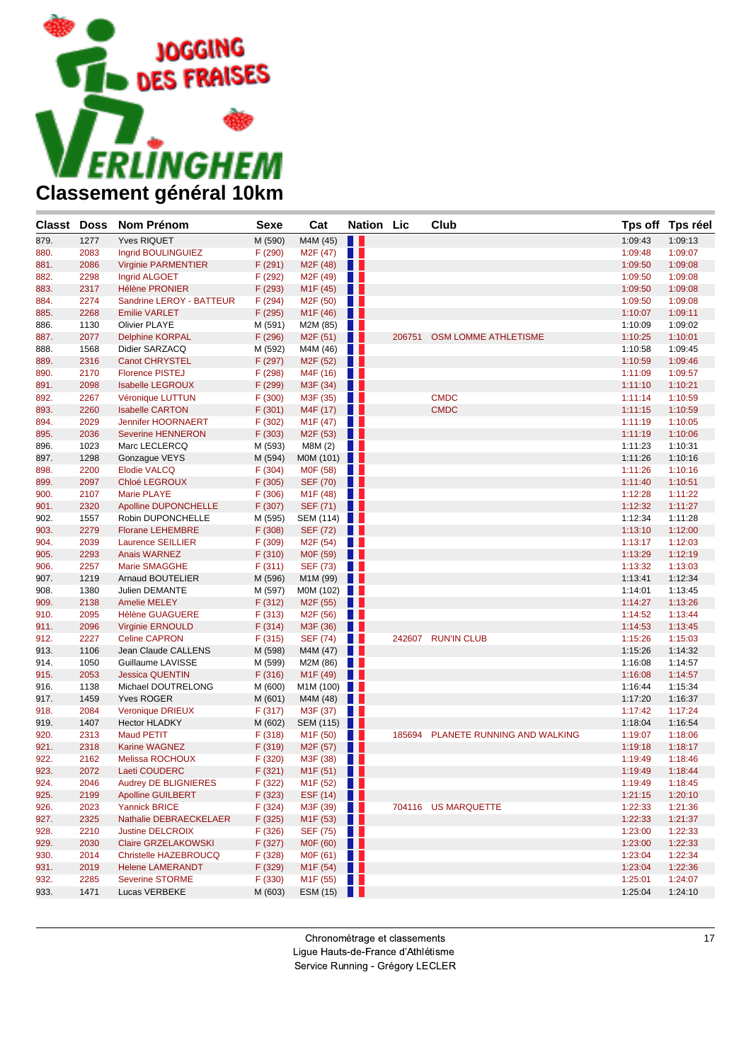# Classement général 10km

| Classt | Doss | Nom Prénom | Sexe | Cat | Nation | Lic | Club | Tps off | Tps réel |
|---|---|---|---|---|---|---|---|---|---|
| 879. | 1277 | Yves RIQUET | M (590) | M4M (45) | | | | 1:09:43 | 1:09:13 |
| 880. | 2083 | Ingrid BOULINGUIEZ | F (290) | M2F (47) | | | | 1:09:48 | 1:09:07 |
| 881. | 2086 | Virginie PARMENTIER | F (291) | M2F (48) | | | | 1:09:50 | 1:09:08 |
| 882. | 2298 | Ingrid ALGOET | F (292) | M2F (49) | | | | 1:09:50 | 1:09:08 |
| 883. | 2317 | Hélène PRONIER | F (293) | M1F (45) | | | | 1:09:50 | 1:09:08 |
| 884. | 2274 | Sandrine LEROY - BATTEUR | F (294) | M2F (50) | | | | 1:09:50 | 1:09:08 |
| 885. | 2268 | Emilie VARLET | F (295) | M1F (46) | | | | 1:10:07 | 1:09:11 |
| 886. | 1130 | Olivier PLAYE | M (591) | M2M (85) | | | | 1:10:09 | 1:09:02 |
| 887. | 2077 | Delphine KORPAL | F (296) | M2F (51) | | 206751 | OSM LOMME ATHLETISME | 1:10:25 | 1:10:01 |
| 888. | 1568 | Didier SARZACQ | M (592) | M4M (46) | | | | 1:10:58 | 1:09:45 |
| 889. | 2316 | Canot CHRYSTEL | F (297) | M2F (52) | | | | 1:10:59 | 1:09:46 |
| 890. | 2170 | Florence PISTEJ | F (298) | M4F (16) | | | | 1:11:09 | 1:09:57 |
| 891. | 2098 | Isabelle LEGROUX | F (299) | M3F (34) | | | | 1:11:10 | 1:10:21 |
| 892. | 2267 | Véronique LUTTUN | F (300) | M3F (35) | | | CMDC | 1:11:14 | 1:10:59 |
| 893. | 2260 | Isabelle CARTON | F (301) | M4F (17) | | | CMDC | 1:11:15 | 1:10:59 |
| 894. | 2029 | Jennifer HOORNAERT | F (302) | M1F (47) | | | | 1:11:19 | 1:10:05 |
| 895. | 2036 | Severine HENNERON | F (303) | M2F (53) | | | | 1:11:19 | 1:10:06 |
| 896. | 1023 | Marc LECLERCQ | M (593) | M8M (2) | | | | 1:11:23 | 1:10:31 |
| 897. | 1298 | Gonzague VEYS | M (594) | M0M (101) | | | | 1:11:26 | 1:10:16 |
| 898. | 2200 | Elodie VALCQ | F (304) | M0F (58) | | | | 1:11:26 | 1:10:16 |
| 899. | 2097 | Chloé LEGROUX | F (305) | SEF (70) | | | | 1:11:40 | 1:10:51 |
| 900. | 2107 | Marie PLAYE | F (306) | M1F (48) | | | | 1:12:28 | 1:11:22 |
| 901. | 2320 | Apolline DUPONCHELLE | F (307) | SEF (71) | | | | 1:12:32 | 1:11:27 |
| 902. | 1557 | Robin DUPONCHELLE | M (595) | SEM (114) | | | | 1:12:34 | 1:11:28 |
| 903. | 2279 | Florane LEHEMBRE | F (308) | SEF (72) | | | | 1:13:10 | 1:12:00 |
| 904. | 2039 | Laurence SEILLIER | F (309) | M2F (54) | | | | 1:13:17 | 1:12:03 |
| 905. | 2293 | Anais WARNEZ | F (310) | M0F (59) | | | | 1:13:29 | 1:12:19 |
| 906. | 2257 | Marie SMAGGHE | F (311) | SEF (73) | | | | 1:13:32 | 1:13:03 |
| 907. | 1219 | Arnaud BOUTELIER | M (596) | M1M (99) | | | | 1:13:41 | 1:12:34 |
| 908. | 1380 | Julien DEMANTE | M (597) | M0M (102) | | | | 1:14:01 | 1:13:45 |
| 909. | 2138 | Amelie MELEY | F (312) | M2F (55) | | | | 1:14:27 | 1:13:26 |
| 910. | 2095 | Hélène GUAGUERE | F (313) | M2F (56) | | | | 1:14:52 | 1:13:44 |
| 911. | 2096 | Virginie ERNOULD | F (314) | M3F (36) | | | | 1:14:53 | 1:13:45 |
| 912. | 2227 | Celine CAPRON | F (315) | SEF (74) | | 242607 | RUN'IN CLUB | 1:15:26 | 1:15:03 |
| 913. | 1106 | Jean Claude CALLENS | M (598) | M4M (47) | | | | 1:15:26 | 1:14:32 |
| 914. | 1050 | Guillaume LAVISSE | M (599) | M2M (86) | | | | 1:16:08 | 1:14:57 |
| 915. | 2053 | Jessica QUENTIN | F (316) | M1F (49) | | | | 1:16:08 | 1:14:57 |
| 916. | 1138 | Michael DOUTRELONG | M (600) | M1M (100) | | | | 1:16:44 | 1:15:34 |
| 917. | 1459 | Yves ROGER | M (601) | M4M (48) | | | | 1:17:20 | 1:16:37 |
| 918. | 2084 | Veronique DRIEUX | F (317) | M3F (37) | | | | 1:17:42 | 1:17:24 |
| 919. | 1407 | Hector HLADKY | M (602) | SEM (115) | | | | 1:18:04 | 1:16:54 |
| 920. | 2313 | Maud PETIT | F (318) | M1F (50) | | 185694 | PLANETE RUNNING AND WALKING | 1:19:07 | 1:18:06 |
| 921. | 2318 | Karine WAGNEZ | F (319) | M2F (57) | | | | 1:19:18 | 1:18:17 |
| 922. | 2162 | Melissa ROCHOUX | F (320) | M3F (38) | | | | 1:19:49 | 1:18:46 |
| 923. | 2072 | Laeti COUDERC | F (321) | M1F (51) | | | | 1:19:49 | 1:18:44 |
| 924. | 2046 | Audrey DE BLIGNIERES | F (322) | M1F (52) | | | | 1:19:49 | 1:18:45 |
| 925. | 2199 | Apolline GUILBERT | F (323) | ESF (14) | | | | 1:21:15 | 1:20:10 |
| 926. | 2023 | Yannick BRICE | F (324) | M3F (39) | | 704116 | US MARQUETTE | 1:22:33 | 1:21:36 |
| 927. | 2325 | Nathalie DEBRAECKELAER | F (325) | M1F (53) | | | | 1:22:33 | 1:21:37 |
| 928. | 2210 | Justine DELCROIX | F (326) | SEF (75) | | | | 1:23:00 | 1:22:33 |
| 929. | 2030 | Claire GRZELAKOWSKI | F (327) | M0F (60) | | | | 1:23:00 | 1:22:33 |
| 930. | 2014 | Christelle HAZEBROUCQ | F (328) | M0F (61) | | | | 1:23:04 | 1:22:34 |
| 931. | 2019 | Helene LAMERANDT | F (329) | M1F (54) | | | | 1:23:04 | 1:22:36 |
| 932. | 2285 | Severine STORME | F (330) | M1F (55) | | | | 1:25:01 | 1:24:07 |
| 933. | 1471 | Lucas VERBEKE | M (603) | ESM (15) | | | | 1:25:04 | 1:24:10 |

Chronométrage et classements
Ligue Hauts-de-France d'Athlétisme
Service Running - Grégory LECLER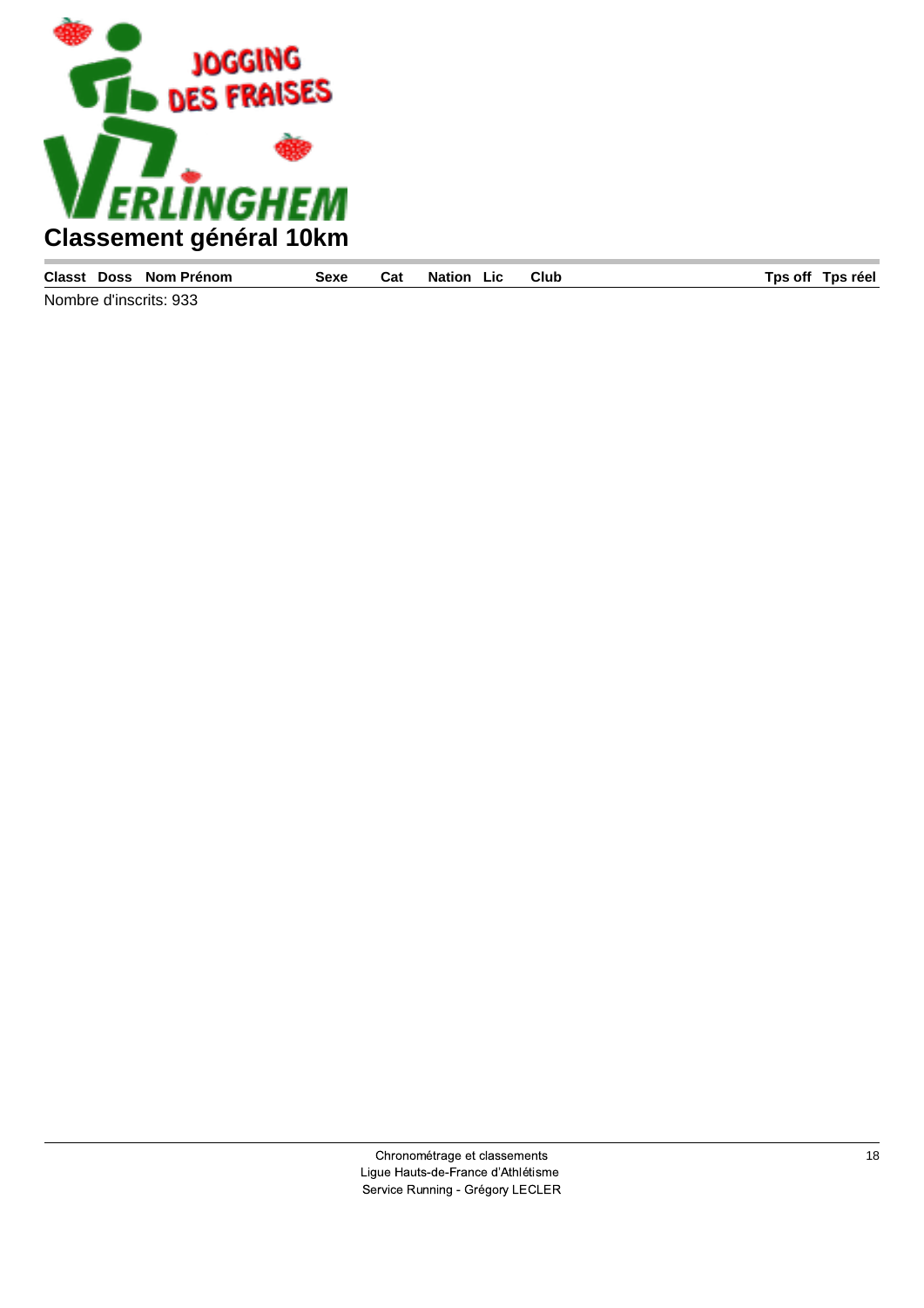# Classement général 10km

| Classt | Doss | Nom Prénom | Sexe | Cat | Nation | Lic | Club | Tps off | Tps réel |
|---|---|---|---|---|---|---|---|---|---|

Nombre d'inscrits: 933

Chronométrage et classements
Ligue Hauts-de-France d'Athlétisme
Service Running - Grégory LECLER